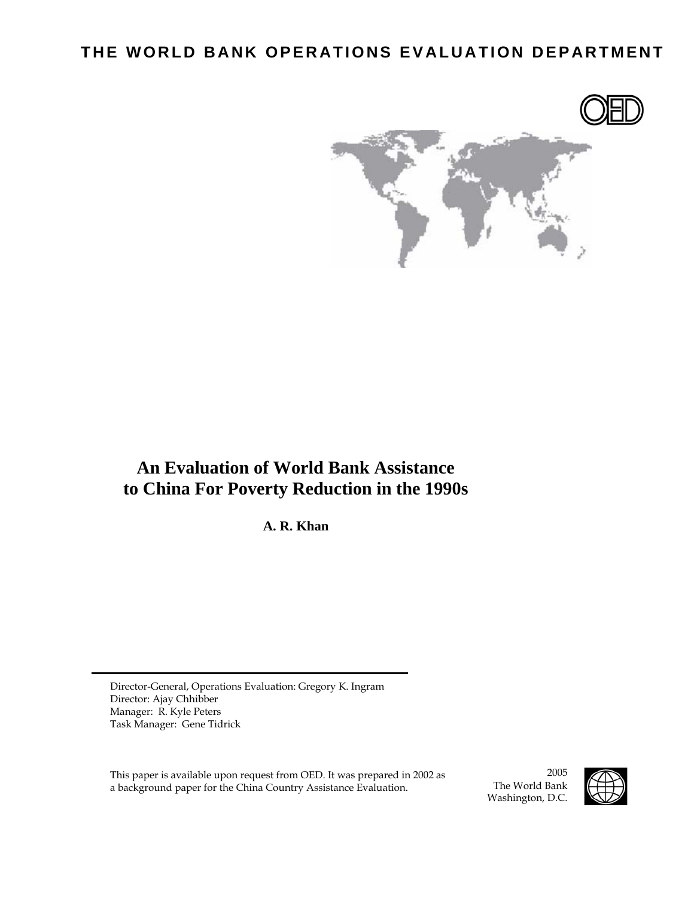**THE WORLD BANK OPERATIONS EVALUATION DEPARTMENT**

# An Evaluation of World Bank Assistance to China For Poverty Reduction in the 1990s

**A. R. Khan**

Director-General, Operations Evaluation: Gregory K. Ingram
Director: Ajay Chhibber
Manager: R. Kyle Peters
Task Manager: Gene Tidrick

This paper is available upon request from OED. It was prepared in 2002 as a background paper for the China Country Assistance Evaluation.

2005
The World Bank
Washington, D.C.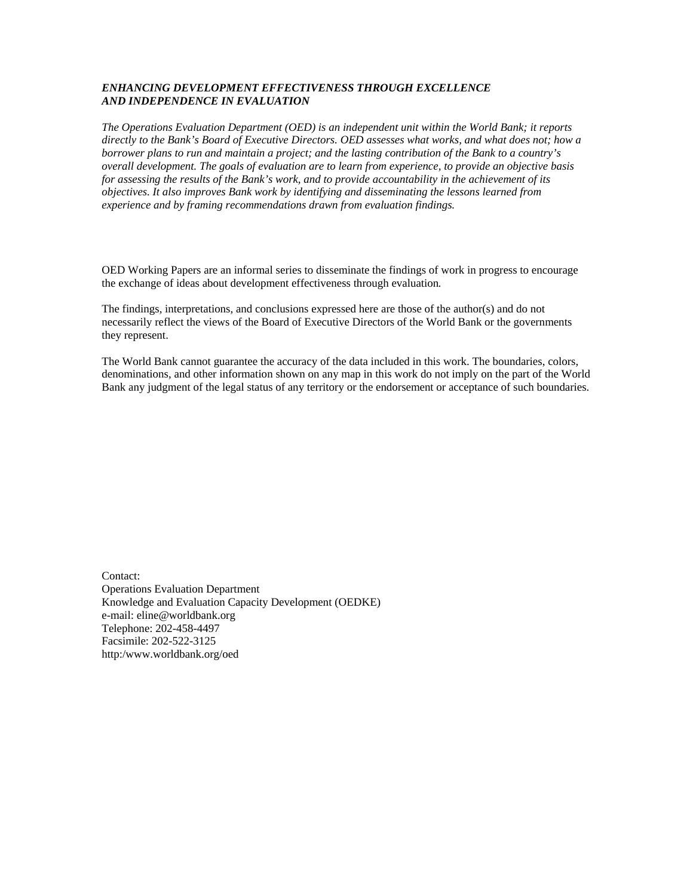***ENHANCING DEVELOPMENT EFFECTIVENESS THROUGH EXCELLENCE AND INDEPENDENCE IN EVALUATION***

*The Operations Evaluation Department (OED) is an independent unit within the World Bank; it reports directly to the Bank's Board of Executive Directors. OED assesses what works, and what does not; how a borrower plans to run and maintain a project; and the lasting contribution of the Bank to a country's overall development. The goals of evaluation are to learn from experience, to provide an objective basis for assessing the results of the Bank's work, and to provide accountability in the achievement of its objectives. It also improves Bank work by identifying and disseminating the lessons learned from experience and by framing recommendations drawn from evaluation findings.*

OED Working Papers are an informal series to disseminate the findings of work in progress to encourage the exchange of ideas about development effectiveness through evaluation.

The findings, interpretations, and conclusions expressed here are those of the author(s) and do not necessarily reflect the views of the Board of Executive Directors of the World Bank or the governments they represent.

The World Bank cannot guarantee the accuracy of the data included in this work. The boundaries, colors, denominations, and other information shown on any map in this work do not imply on the part of the World Bank any judgment of the legal status of any territory or the endorsement or acceptance of such boundaries.

Contact:
Operations Evaluation Department
Knowledge and Evaluation Capacity Development (OEDKE)
e-mail: eline@worldbank.org
Telephone: 202-458-4497
Facsimile: 202-522-3125
http:/www.worldbank.org/oed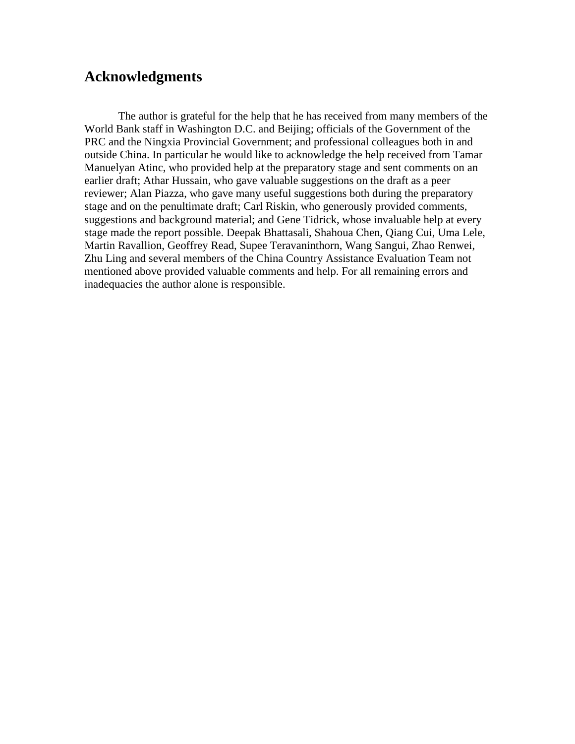# Acknowledgments

The author is grateful for the help that he has received from many members of the World Bank staff in Washington D.C. and Beijing; officials of the Government of the PRC and the Ningxia Provincial Government; and professional colleagues both in and outside China. In particular he would like to acknowledge the help received from Tamar Manuelyan Atinc, who provided help at the preparatory stage and sent comments on an earlier draft; Athar Hussain, who gave valuable suggestions on the draft as a peer reviewer; Alan Piazza, who gave many useful suggestions both during the preparatory stage and on the penultimate draft; Carl Riskin, who generously provided comments, suggestions and background material; and Gene Tidrick, whose invaluable help at every stage made the report possible. Deepak Bhattasali, Shahoua Chen, Qiang Cui, Uma Lele, Martin Ravallion, Geoffrey Read, Supee Teravaninthorn, Wang Sangui, Zhao Renwei, Zhu Ling and several members of the China Country Assistance Evaluation Team not mentioned above provided valuable comments and help. For all remaining errors and inadequacies the author alone is responsible.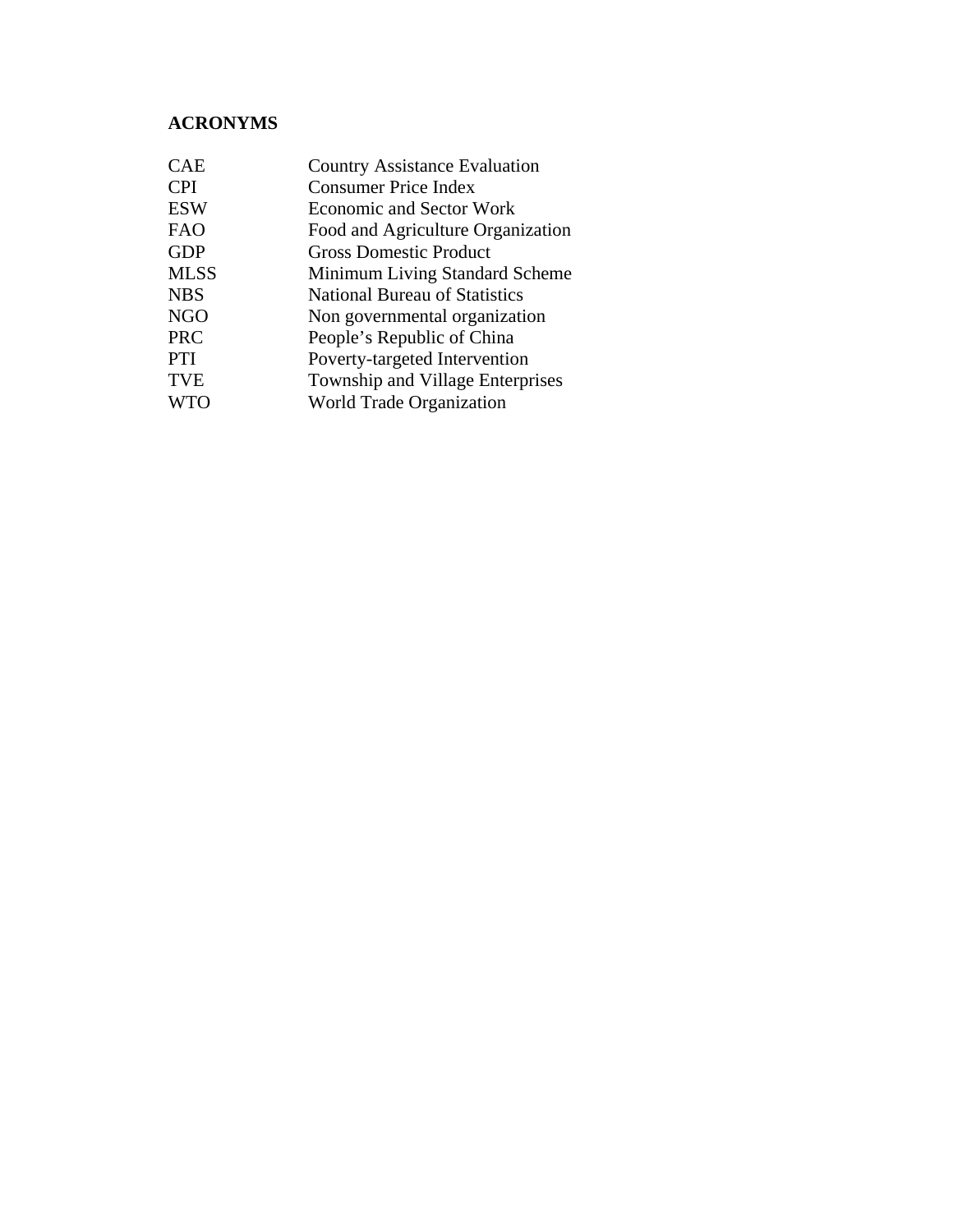**ACRONYMS**

| | |
|---|---|
| CAE | Country Assistance Evaluation |
| CPI | Consumer Price Index |
| ESW | Economic and Sector Work |
| FAO | Food and Agriculture Organization |
| GDP | Gross Domestic Product |
| MLSS | Minimum Living Standard Scheme |
| NBS | National Bureau of Statistics |
| NGO | Non governmental organization |
| PRC | People's Republic of China |
| PTI | Poverty-targeted Intervention |
| TVE | Township and Village Enterprises |
| WTO | World Trade Organization |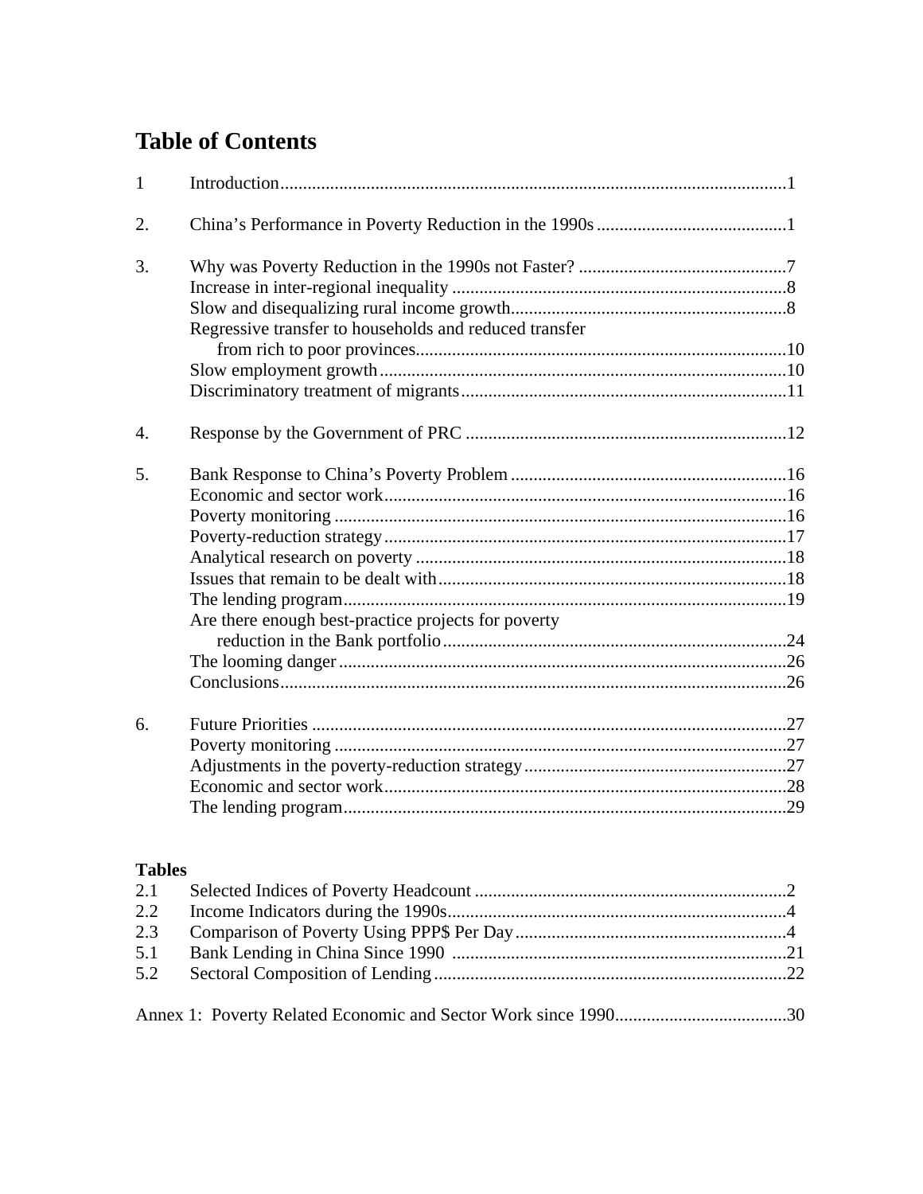# Table of Contents

1 Introduction................................................................................................................1

2. China's Performance in Poverty Reduction in the 1990s ..........................................1

3. Why was Poverty Reduction in the 1990s not Faster? ..............................................7
   - Increase in inter-regional inequality ..........................................................................8
   - Slow and disequalizing rural income growth.............................................................8
   - Regressive transfer to households and reduced transfer from rich to poor provinces..................................................................................10
   - Slow employment growth..........................................................................................10
   - Discriminatory treatment of migrants........................................................................11

4. Response by the Government of PRC .......................................................................12

5. Bank Response to China's Poverty Problem .............................................................16
   - Economic and sector work..........................................................................................16
   - Poverty monitoring ....................................................................................................16
   - Poverty-reduction strategy.........................................................................................17
   - Analytical research on poverty ..................................................................................18
   - Issues that remain to be dealt with.............................................................................18
   - The lending program..................................................................................................19
   - Are there enough best-practice projects for poverty reduction in the Bank portfolio............................................................................24
   - The looming danger ...................................................................................................26
   - Conclusions................................................................................................................26

6. Future Priorities .........................................................................................................27
   - Poverty monitoring ....................................................................................................27
   - Adjustments in the poverty-reduction strategy...........................................................27
   - Economic and sector work..........................................................................................28
   - The lending program..................................................................................................29

**Tables**

| | | |
|---|---|---|
| 2.1 | Selected Indices of Poverty Headcount | 2 |
| 2.2 | Income Indicators during the 1990s | 4 |
| 2.3 | Comparison of Poverty Using PPP$ Per Day | 4 |
| 5.1 | Bank Lending in China Since 1990 | 21 |
| 5.2 | Sectoral Composition of Lending | 22 |

Annex 1: Poverty Related Economic and Sector Work since 1990......................................30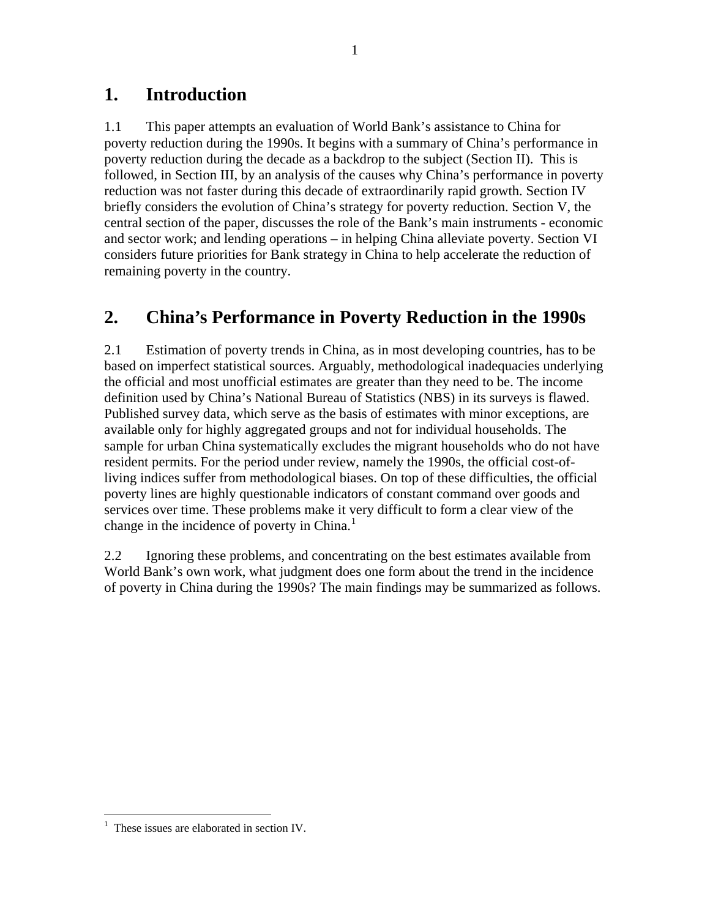# 1. Introduction

1.1 This paper attempts an evaluation of World Bank's assistance to China for poverty reduction during the 1990s. It begins with a summary of China's performance in poverty reduction during the decade as a backdrop to the subject (Section II). This is followed, in Section III, by an analysis of the causes why China's performance in poverty reduction was not faster during this decade of extraordinarily rapid growth. Section IV briefly considers the evolution of China's strategy for poverty reduction. Section V, the central section of the paper, discusses the role of the Bank's main instruments - economic and sector work; and lending operations – in helping China alleviate poverty. Section VI considers future priorities for Bank strategy in China to help accelerate the reduction of remaining poverty in the country.

# 2. China's Performance in Poverty Reduction in the 1990s

2.1 Estimation of poverty trends in China, as in most developing countries, has to be based on imperfect statistical sources. Arguably, methodological inadequacies underlying the official and most unofficial estimates are greater than they need to be. The income definition used by China's National Bureau of Statistics (NBS) in its surveys is flawed. Published survey data, which serve as the basis of estimates with minor exceptions, are available only for highly aggregated groups and not for individual households. The sample for urban China systematically excludes the migrant households who do not have resident permits. For the period under review, namely the 1990s, the official cost-of-living indices suffer from methodological biases. On top of these difficulties, the official poverty lines are highly questionable indicators of constant command over goods and services over time. These problems make it very difficult to form a clear view of the change in the incidence of poverty in China.[1]

2.2 Ignoring these problems, and concentrating on the best estimates available from World Bank's own work, what judgment does one form about the trend in the incidence of poverty in China during the 1990s? The main findings may be summarized as follows.

[1] These issues are elaborated in section IV.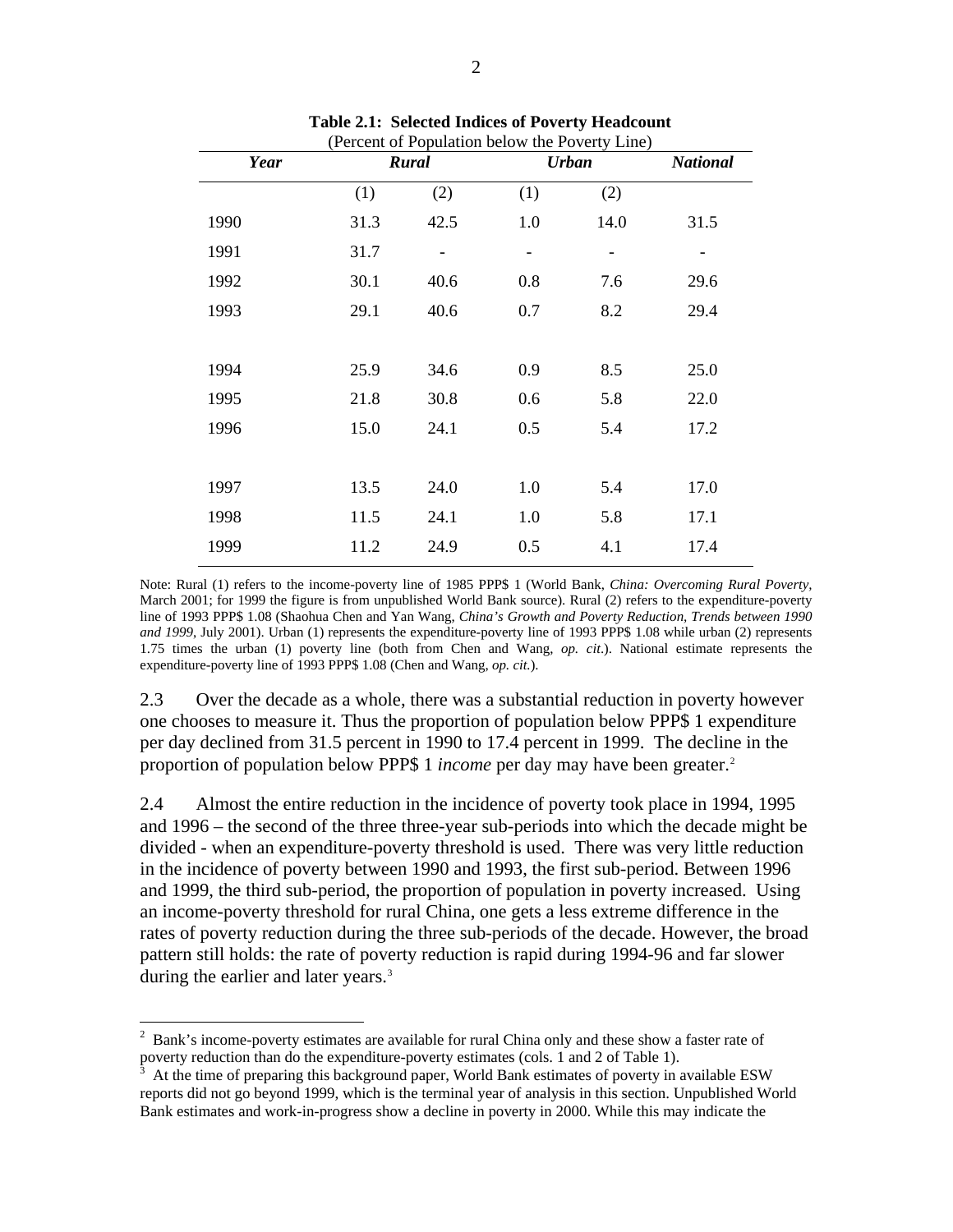**Table 2.1: Selected Indices of Poverty Headcount**
(Percent of Population below the Poverty Line)

| *Year* | *Rural* | | *Urban* | | *National* |
|---|---|---|---|---|---|
| | (1) | (2) | (1) | (2) | |
| 1990 | 31.3 | 42.5 | 1.0 | 14.0 | 31.5 |
| 1991 | 31.7 | - | - | - | - |
| 1992 | 30.1 | 40.6 | 0.8 | 7.6 | 29.6 |
| 1993 | 29.1 | 40.6 | 0.7 | 8.2 | 29.4 |
| 1994 | 25.9 | 34.6 | 0.9 | 8.5 | 25.0 |
| 1995 | 21.8 | 30.8 | 0.6 | 5.8 | 22.0 |
| 1996 | 15.0 | 24.1 | 0.5 | 5.4 | 17.2 |
| 1997 | 13.5 | 24.0 | 1.0 | 5.4 | 17.0 |
| 1998 | 11.5 | 24.1 | 1.0 | 5.8 | 17.1 |
| 1999 | 11.2 | 24.9 | 0.5 | 4.1 | 17.4 |

Note: Rural (1) refers to the income-poverty line of 1985 PPP$ 1 (World Bank, *China: Overcoming Rural Poverty*, March 2001; for 1999 the figure is from unpublished World Bank source). Rural (2) refers to the expenditure-poverty line of 1993 PPP$ 1.08 (Shaohua Chen and Yan Wang, *China's Growth and Poverty Reduction, Trends between 1990 and 1999*, July 2001). Urban (1) represents the expenditure-poverty line of 1993 PPP$ 1.08 while urban (2) represents 1.75 times the urban (1) poverty line (both from Chen and Wang, *op. cit*.). National estimate represents the expenditure-poverty line of 1993 PPP$ 1.08 (Chen and Wang, *op. cit.*).

2.3 Over the decade as a whole, there was a substantial reduction in poverty however one chooses to measure it. Thus the proportion of population below PPP$ 1 expenditure per day declined from 31.5 percent in 1990 to 17.4 percent in 1999. The decline in the proportion of population below PPP$ 1 *income* per day may have been greater.[2]

2.4 Almost the entire reduction in the incidence of poverty took place in 1994, 1995 and 1996 – the second of the three three-year sub-periods into which the decade might be divided - when an expenditure-poverty threshold is used. There was very little reduction in the incidence of poverty between 1990 and 1993, the first sub-period. Between 1996 and 1999, the third sub-period, the proportion of population in poverty increased. Using an income-poverty threshold for rural China, one gets a less extreme difference in the rates of poverty reduction during the three sub-periods of the decade. However, the broad pattern still holds: the rate of poverty reduction is rapid during 1994-96 and far slower during the earlier and later years.[3]

---

[2] Bank's income-poverty estimates are available for rural China only and these show a faster rate of poverty reduction than do the expenditure-poverty estimates (cols. 1 and 2 of Table 1).

[3] At the time of preparing this background paper, World Bank estimates of poverty in available ESW reports did not go beyond 1999, which is the terminal year of analysis in this section. Unpublished World Bank estimates and work-in-progress show a decline in poverty in 2000. While this may indicate the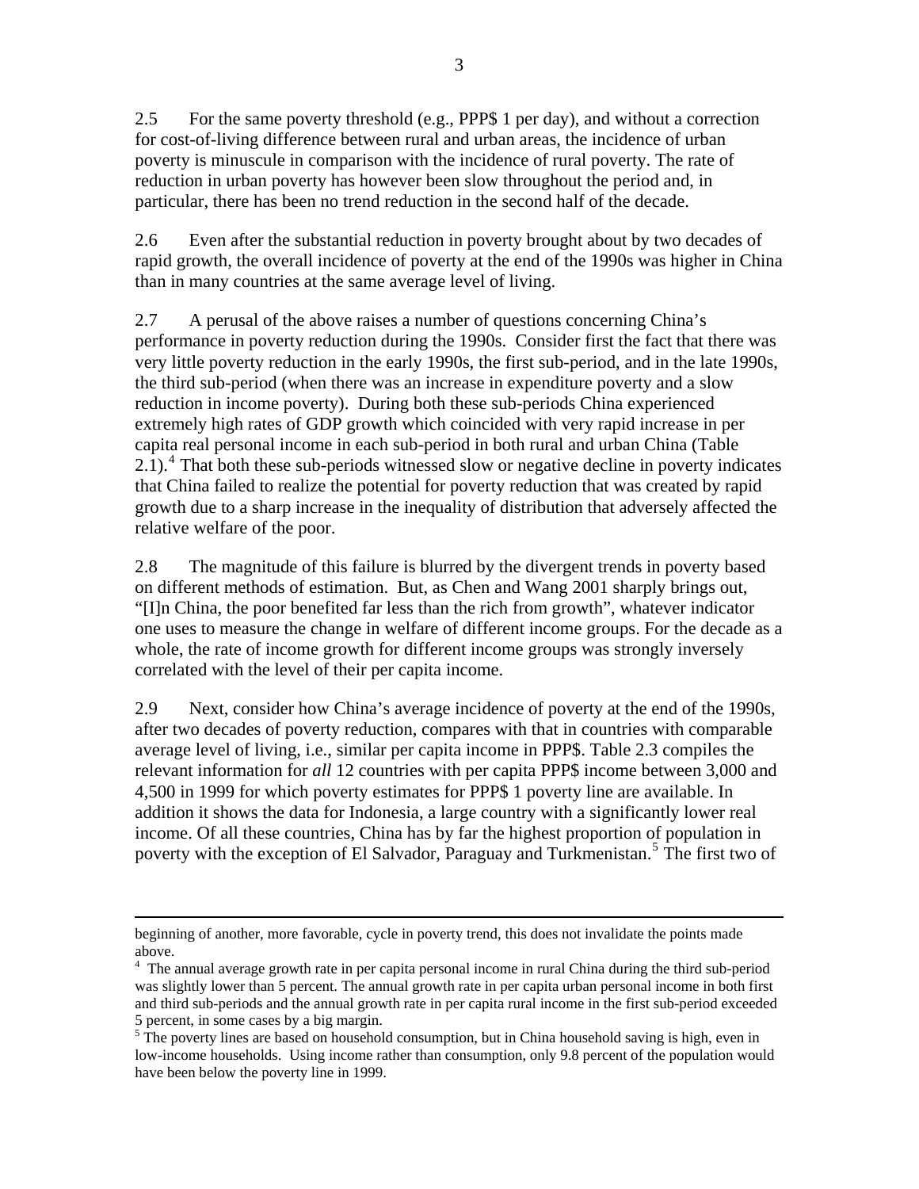2.5 For the same poverty threshold (e.g., PPP$ 1 per day), and without a correction for cost-of-living difference between rural and urban areas, the incidence of urban poverty is minuscule in comparison with the incidence of rural poverty. The rate of reduction in urban poverty has however been slow throughout the period and, in particular, there has been no trend reduction in the second half of the decade.

2.6 Even after the substantial reduction in poverty brought about by two decades of rapid growth, the overall incidence of poverty at the end of the 1990s was higher in China than in many countries at the same average level of living.

2.7 A perusal of the above raises a number of questions concerning China's performance in poverty reduction during the 1990s. Consider first the fact that there was very little poverty reduction in the early 1990s, the first sub-period, and in the late 1990s, the third sub-period (when there was an increase in expenditure poverty and a slow reduction in income poverty). During both these sub-periods China experienced extremely high rates of GDP growth which coincided with very rapid increase in per capita real personal income in each sub-period in both rural and urban China (Table 2.1).[4] That both these sub-periods witnessed slow or negative decline in poverty indicates that China failed to realize the potential for poverty reduction that was created by rapid growth due to a sharp increase in the inequality of distribution that adversely affected the relative welfare of the poor.

2.8 The magnitude of this failure is blurred by the divergent trends in poverty based on different methods of estimation. But, as Chen and Wang 2001 sharply brings out, "[I]n China, the poor benefited far less than the rich from growth", whatever indicator one uses to measure the change in welfare of different income groups. For the decade as a whole, the rate of income growth for different income groups was strongly inversely correlated with the level of their per capita income.

2.9 Next, consider how China's average incidence of poverty at the end of the 1990s, after two decades of poverty reduction, compares with that in countries with comparable average level of living, i.e., similar per capita income in PPP$. Table 2.3 compiles the relevant information for *all* 12 countries with per capita PPP$ income between 3,000 and 4,500 in 1999 for which poverty estimates for PPP$ 1 poverty line are available. In addition it shows the data for Indonesia, a large country with a significantly lower real income. Of all these countries, China has by far the highest proportion of population in poverty with the exception of El Salvador, Paraguay and Turkmenistan.[5] The first two of

---

beginning of another, more favorable, cycle in poverty trend, this does not invalidate the points made above.

[4] The annual average growth rate in per capita personal income in rural China during the third sub-period was slightly lower than 5 percent. The annual growth rate in per capita urban personal income in both first and third sub-periods and the annual growth rate in per capita rural income in the first sub-period exceeded 5 percent, in some cases by a big margin.

[5] The poverty lines are based on household consumption, but in China household saving is high, even in low-income households. Using income rather than consumption, only 9.8 percent of the population would have been below the poverty line in 1999.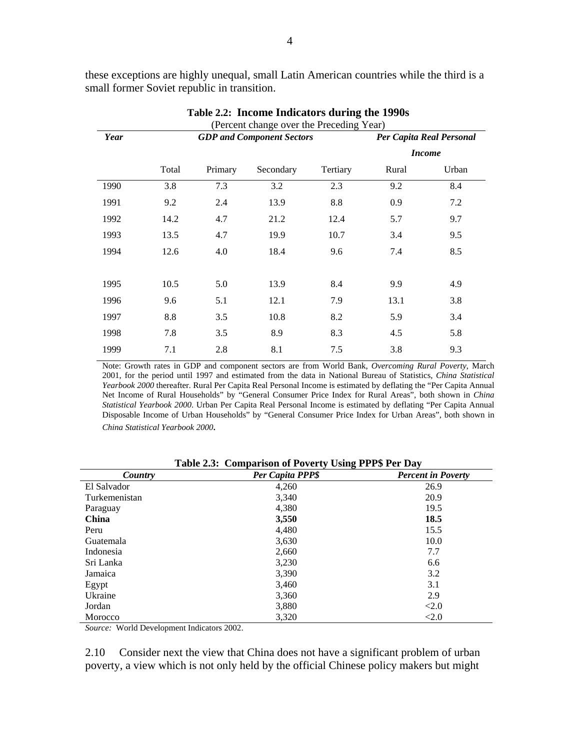these exceptions are highly unequal, small Latin American countries while the third is a small former Soviet republic in transition.

**Table 2.2: Income Indicators during the 1990s**
(Percent change over the Preceding Year)

| *Year* | *GDP and Component Sectors* | | | | *Per Capita Real Personal Income* | |
|---|---|---|---|---|---|---|
| | Total | Primary | Secondary | Tertiary | Rural | Urban |
| 1990 | 3.8 | 7.3 | 3.2 | 2.3 | 9.2 | 8.4 |
| 1991 | 9.2 | 2.4 | 13.9 | 8.8 | 0.9 | 7.2 |
| 1992 | 14.2 | 4.7 | 21.2 | 12.4 | 5.7 | 9.7 |
| 1993 | 13.5 | 4.7 | 19.9 | 10.7 | 3.4 | 9.5 |
| 1994 | 12.6 | 4.0 | 18.4 | 9.6 | 7.4 | 8.5 |
| 1995 | 10.5 | 5.0 | 13.9 | 8.4 | 9.9 | 4.9 |
| 1996 | 9.6 | 5.1 | 12.1 | 7.9 | 13.1 | 3.8 |
| 1997 | 8.8 | 3.5 | 10.8 | 8.2 | 5.9 | 3.4 |
| 1998 | 7.8 | 3.5 | 8.9 | 8.3 | 4.5 | 5.8 |
| 1999 | 7.1 | 2.8 | 8.1 | 7.5 | 3.8 | 9.3 |

Note: Growth rates in GDP and component sectors are from World Bank, *Overcoming Rural Poverty*, March 2001, for the period until 1997 and estimated from the data in National Bureau of Statistics, *China Statistical Yearbook 2000* thereafter. Rural Per Capita Real Personal Income is estimated by deflating the "Per Capita Annual Net Income of Rural Households" by "General Consumer Price Index for Rural Areas", both shown in *China Statistical Yearbook 2000*. Urban Per Capita Real Personal Income is estimated by deflating "Per Capita Annual Disposable Income of Urban Households" by "General Consumer Price Index for Urban Areas", both shown in *China Statistical Yearbook 2000*.

**Table 2.3: Comparison of Poverty Using PPP$ Per Day**

| *Country* | *Per Capita PPP$* | *Percent in Poverty* |
|---|---|---|
| El Salvador | 4,260 | 26.9 |
| Turkemenistan | 3,340 | 20.9 |
| Paraguay | 4,380 | 19.5 |
| **China** | **3,550** | **18.5** |
| Peru | 4,480 | 15.5 |
| Guatemala | 3,630 | 10.0 |
| Indonesia | 2,660 | 7.7 |
| Sri Lanka | 3,230 | 6.6 |
| Jamaica | 3,390 | 3.2 |
| Egypt | 3,460 | 3.1 |
| Ukraine | 3,360 | 2.9 |
| Jordan | 3,880 | <2.0 |
| Morocco | 3,320 | <2.0 |

*Source:* World Development Indicators 2002.

2.10 Consider next the view that China does not have a significant problem of urban poverty, a view which is not only held by the official Chinese policy makers but might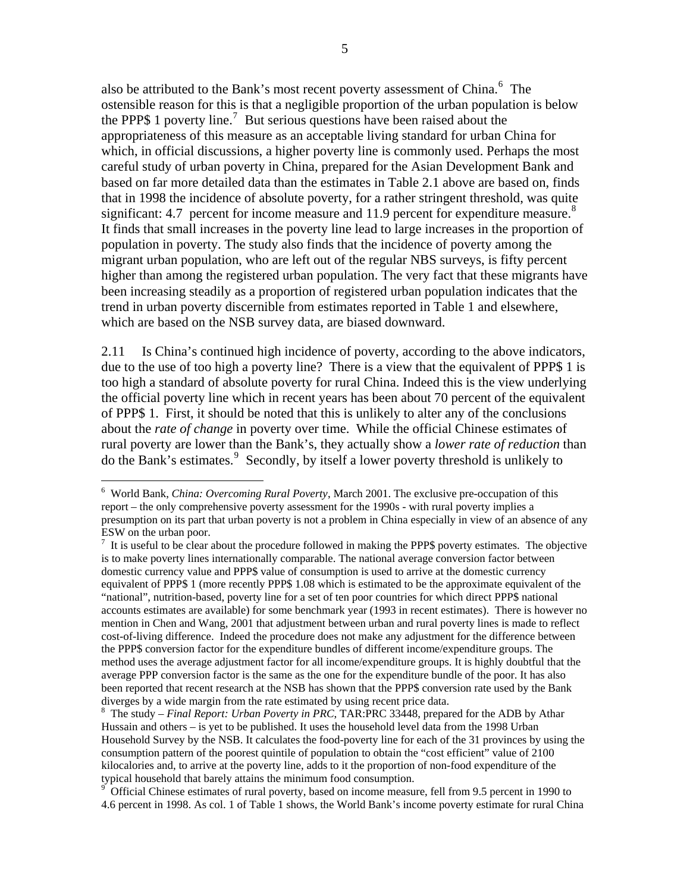also be attributed to the Bank's most recent poverty assessment of China.[6] The ostensible reason for this is that a negligible proportion of the urban population is below the PPP$ 1 poverty line.[7] But serious questions have been raised about the appropriateness of this measure as an acceptable living standard for urban China for which, in official discussions, a higher poverty line is commonly used. Perhaps the most careful study of urban poverty in China, prepared for the Asian Development Bank and based on far more detailed data than the estimates in Table 2.1 above are based on, finds that in 1998 the incidence of absolute poverty, for a rather stringent threshold, was quite significant: 4.7 percent for income measure and 11.9 percent for expenditure measure.[8] It finds that small increases in the poverty line lead to large increases in the proportion of population in poverty. The study also finds that the incidence of poverty among the migrant urban population, who are left out of the regular NBS surveys, is fifty percent higher than among the registered urban population. The very fact that these migrants have been increasing steadily as a proportion of registered urban population indicates that the trend in urban poverty discernible from estimates reported in Table 1 and elsewhere, which are based on the NSB survey data, are biased downward.

2.11 Is China's continued high incidence of poverty, according to the above indicators, due to the use of too high a poverty line? There is a view that the equivalent of PPP$ 1 is too high a standard of absolute poverty for rural China. Indeed this is the view underlying the official poverty line which in recent years has been about 70 percent of the equivalent of PPP$ 1. First, it should be noted that this is unlikely to alter any of the conclusions about the *rate of change* in poverty over time. While the official Chinese estimates of rural poverty are lower than the Bank's, they actually show a *lower rate of reduction* than do the Bank's estimates.[9] Secondly, by itself a lower poverty threshold is unlikely to

---

[6] World Bank, *China: Overcoming Rural Poverty*, March 2001. The exclusive pre-occupation of this report – the only comprehensive poverty assessment for the 1990s - with rural poverty implies a presumption on its part that urban poverty is not a problem in China especially in view of an absence of any ESW on the urban poor.

[7] It is useful to be clear about the procedure followed in making the PPP$ poverty estimates. The objective is to make poverty lines internationally comparable. The national average conversion factor between domestic currency value and PPP$ value of consumption is used to arrive at the domestic currency equivalent of PPP$ 1 (more recently PPP$ 1.08 which is estimated to be the approximate equivalent of the "national", nutrition-based, poverty line for a set of ten poor countries for which direct PPP$ national accounts estimates are available) for some benchmark year (1993 in recent estimates). There is however no mention in Chen and Wang, 2001 that adjustment between urban and rural poverty lines is made to reflect cost-of-living difference. Indeed the procedure does not make any adjustment for the difference between the PPP$ conversion factor for the expenditure bundles of different income/expenditure groups. The method uses the average adjustment factor for all income/expenditure groups. It is highly doubtful that the average PPP conversion factor is the same as the one for the expenditure bundle of the poor. It has also been reported that recent research at the NSB has shown that the PPP$ conversion rate used by the Bank diverges by a wide margin from the rate estimated by using recent price data.

[8] The study – *Final Report: Urban Poverty in PRC*, TAR:PRC 33448, prepared for the ADB by Athar Hussain and others – is yet to be published. It uses the household level data from the 1998 Urban Household Survey by the NSB. It calculates the food-poverty line for each of the 31 provinces by using the consumption pattern of the poorest quintile of population to obtain the "cost efficient" value of 2100 kilocalories and, to arrive at the poverty line, adds to it the proportion of non-food expenditure of the typical household that barely attains the minimum food consumption.

[9] Official Chinese estimates of rural poverty, based on income measure, fell from 9.5 percent in 1990 to 4.6 percent in 1998. As col. 1 of Table 1 shows, the World Bank's income poverty estimate for rural China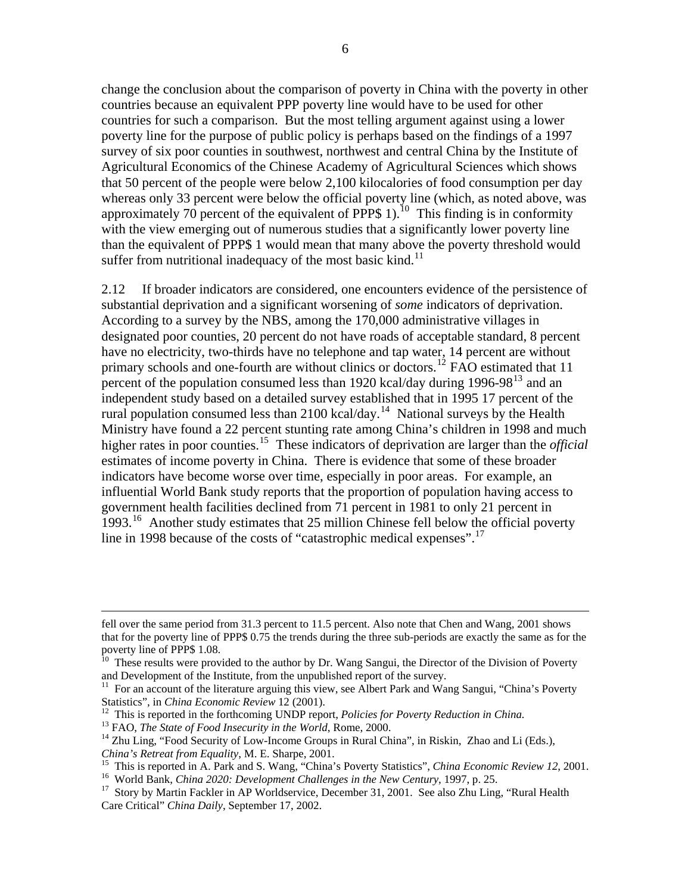change the conclusion about the comparison of poverty in China with the poverty in other countries because an equivalent PPP poverty line would have to be used for other countries for such a comparison. But the most telling argument against using a lower poverty line for the purpose of public policy is perhaps based on the findings of a 1997 survey of six poor counties in southwest, northwest and central China by the Institute of Agricultural Economics of the Chinese Academy of Agricultural Sciences which shows that 50 percent of the people were below 2,100 kilocalories of food consumption per day whereas only 33 percent were below the official poverty line (which, as noted above, was approximately 70 percent of the equivalent of PPP$ 1).[10] This finding is in conformity with the view emerging out of numerous studies that a significantly lower poverty line than the equivalent of PPP$ 1 would mean that many above the poverty threshold would suffer from nutritional inadequacy of the most basic kind.[11]

2.12 If broader indicators are considered, one encounters evidence of the persistence of substantial deprivation and a significant worsening of *some* indicators of deprivation. According to a survey by the NBS, among the 170,000 administrative villages in designated poor counties, 20 percent do not have roads of acceptable standard, 8 percent have no electricity, two-thirds have no telephone and tap water, 14 percent are without primary schools and one-fourth are without clinics or doctors.[12] FAO estimated that 11 percent of the population consumed less than 1920 kcal/day during 1996-98[13] and an independent study based on a detailed survey established that in 1995 17 percent of the rural population consumed less than 2100 kcal/day.[14] National surveys by the Health Ministry have found a 22 percent stunting rate among China's children in 1998 and much higher rates in poor counties.[15] These indicators of deprivation are larger than the *official* estimates of income poverty in China. There is evidence that some of these broader indicators have become worse over time, especially in poor areas. For example, an influential World Bank study reports that the proportion of population having access to government health facilities declined from 71 percent in 1981 to only 21 percent in 1993.[16] Another study estimates that 25 million Chinese fell below the official poverty line in 1998 because of the costs of "catastrophic medical expenses".[17]

---

fell over the same period from 31.3 percent to 11.5 percent. Also note that Chen and Wang, 2001 shows that for the poverty line of PPP$ 0.75 the trends during the three sub-periods are exactly the same as for the poverty line of PPP$ 1.08.

[10] These results were provided to the author by Dr. Wang Sangui, the Director of the Division of Poverty and Development of the Institute, from the unpublished report of the survey.

[11] For an account of the literature arguing this view, see Albert Park and Wang Sangui, "China's Poverty Statistics", in *China Economic Review* 12 (2001).

[12] This is reported in the forthcoming UNDP report, *Policies for Poverty Reduction in China.*

[13] FAO, *The State of Food Insecurity in the World*, Rome, 2000.

[14] Zhu Ling, "Food Security of Low-Income Groups in Rural China", in Riskin, Zhao and Li (Eds.), *China's Retreat from Equality*, M. E. Sharpe, 2001.

[15] This is reported in A. Park and S. Wang, "China's Poverty Statistics", *China Economic Review 12*, 2001.

[16] World Bank, *China 2020: Development Challenges in the New Century*, 1997, p. 25.

[17] Story by Martin Fackler in AP Worldservice, December 31, 2001. See also Zhu Ling, "Rural Health Care Critical" *China Daily*, September 17, 2002.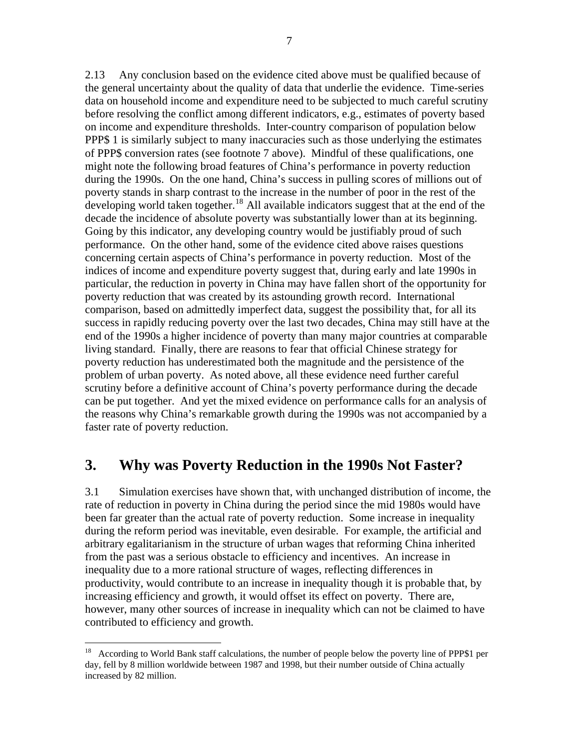2.13 Any conclusion based on the evidence cited above must be qualified because of the general uncertainty about the quality of data that underlie the evidence. Time-series data on household income and expenditure need to be subjected to much careful scrutiny before resolving the conflict among different indicators, e.g., estimates of poverty based on income and expenditure thresholds. Inter-country comparison of population below PPP$ 1 is similarly subject to many inaccuracies such as those underlying the estimates of PPP$ conversion rates (see footnote 7 above). Mindful of these qualifications, one might note the following broad features of China's performance in poverty reduction during the 1990s. On the one hand, China's success in pulling scores of millions out of poverty stands in sharp contrast to the increase in the number of poor in the rest of the developing world taken together.[18] All available indicators suggest that at the end of the decade the incidence of absolute poverty was substantially lower than at its beginning. Going by this indicator, any developing country would be justifiably proud of such performance. On the other hand, some of the evidence cited above raises questions concerning certain aspects of China's performance in poverty reduction. Most of the indices of income and expenditure poverty suggest that, during early and late 1990s in particular, the reduction in poverty in China may have fallen short of the opportunity for poverty reduction that was created by its astounding growth record. International comparison, based on admittedly imperfect data, suggest the possibility that, for all its success in rapidly reducing poverty over the last two decades, China may still have at the end of the 1990s a higher incidence of poverty than many major countries at comparable living standard. Finally, there are reasons to fear that official Chinese strategy for poverty reduction has underestimated both the magnitude and the persistence of the problem of urban poverty. As noted above, all these evidence need further careful scrutiny before a definitive account of China's poverty performance during the decade can be put together. And yet the mixed evidence on performance calls for an analysis of the reasons why China's remarkable growth during the 1990s was not accompanied by a faster rate of poverty reduction.

# 3. Why was Poverty Reduction in the 1990s Not Faster?

3.1 Simulation exercises have shown that, with unchanged distribution of income, the rate of reduction in poverty in China during the period since the mid 1980s would have been far greater than the actual rate of poverty reduction. Some increase in inequality during the reform period was inevitable, even desirable. For example, the artificial and arbitrary egalitarianism in the structure of urban wages that reforming China inherited from the past was a serious obstacle to efficiency and incentives. An increase in inequality due to a more rational structure of wages, reflecting differences in productivity, would contribute to an increase in inequality though it is probable that, by increasing efficiency and growth, it would offset its effect on poverty. There are, however, many other sources of increase in inequality which can not be claimed to have contributed to efficiency and growth.

[18] According to World Bank staff calculations, the number of people below the poverty line of PPP$1 per day, fell by 8 million worldwide between 1987 and 1998, but their number outside of China actually increased by 82 million.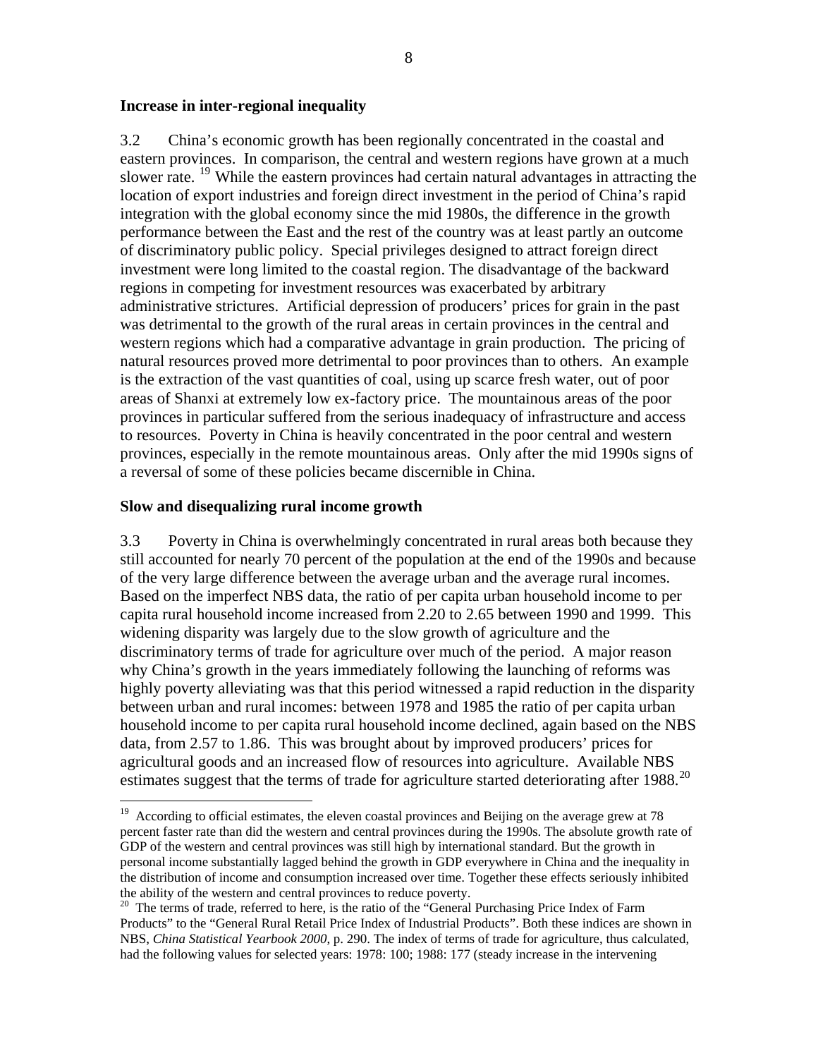**Increase in inter-regional inequality**

3.2 China's economic growth has been regionally concentrated in the coastal and eastern provinces. In comparison, the central and western regions have grown at a much slower rate. [19] While the eastern provinces had certain natural advantages in attracting the location of export industries and foreign direct investment in the period of China's rapid integration with the global economy since the mid 1980s, the difference in the growth performance between the East and the rest of the country was at least partly an outcome of discriminatory public policy. Special privileges designed to attract foreign direct investment were long limited to the coastal region. The disadvantage of the backward regions in competing for investment resources was exacerbated by arbitrary administrative strictures. Artificial depression of producers' prices for grain in the past was detrimental to the growth of the rural areas in certain provinces in the central and western regions which had a comparative advantage in grain production. The pricing of natural resources proved more detrimental to poor provinces than to others. An example is the extraction of the vast quantities of coal, using up scarce fresh water, out of poor areas of Shanxi at extremely low ex-factory price. The mountainous areas of the poor provinces in particular suffered from the serious inadequacy of infrastructure and access to resources. Poverty in China is heavily concentrated in the poor central and western provinces, especially in the remote mountainous areas. Only after the mid 1990s signs of a reversal of some of these policies became discernible in China.

**Slow and disequalizing rural income growth**

3.3 Poverty in China is overwhelmingly concentrated in rural areas both because they still accounted for nearly 70 percent of the population at the end of the 1990s and because of the very large difference between the average urban and the average rural incomes. Based on the imperfect NBS data, the ratio of per capita urban household income to per capita rural household income increased from 2.20 to 2.65 between 1990 and 1999. This widening disparity was largely due to the slow growth of agriculture and the discriminatory terms of trade for agriculture over much of the period. A major reason why China's growth in the years immediately following the launching of reforms was highly poverty alleviating was that this period witnessed a rapid reduction in the disparity between urban and rural incomes: between 1978 and 1985 the ratio of per capita urban household income to per capita rural household income declined, again based on the NBS data, from 2.57 to 1.86. This was brought about by improved producers' prices for agricultural goods and an increased flow of resources into agriculture. Available NBS estimates suggest that the terms of trade for agriculture started deteriorating after 1988.[20]

---

[19] According to official estimates, the eleven coastal provinces and Beijing on the average grew at 78 percent faster rate than did the western and central provinces during the 1990s. The absolute growth rate of GDP of the western and central provinces was still high by international standard. But the growth in personal income substantially lagged behind the growth in GDP everywhere in China and the inequality in the distribution of income and consumption increased over time. Together these effects seriously inhibited the ability of the western and central provinces to reduce poverty.

[20] The terms of trade, referred to here, is the ratio of the "General Purchasing Price Index of Farm Products" to the "General Rural Retail Price Index of Industrial Products". Both these indices are shown in NBS, *China Statistical Yearbook 2000*, p. 290. The index of terms of trade for agriculture, thus calculated, had the following values for selected years: 1978: 100; 1988: 177 (steady increase in the intervening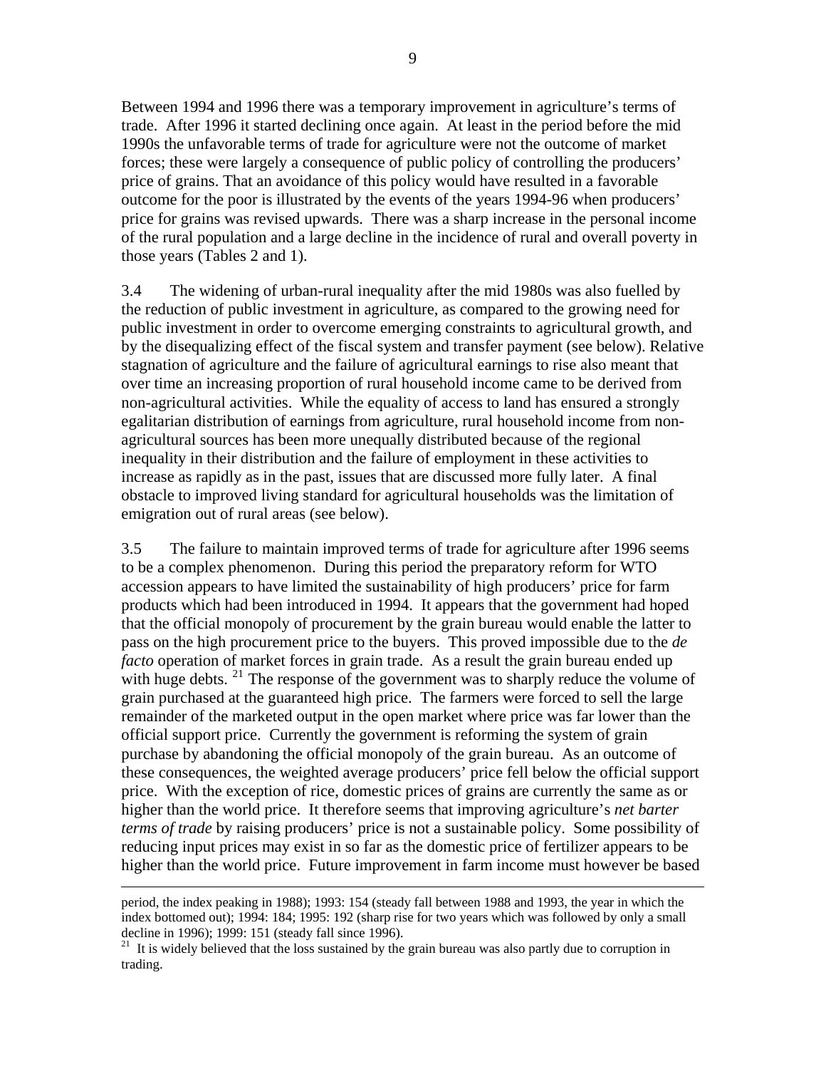Between 1994 and 1996 there was a temporary improvement in agriculture's terms of trade. After 1996 it started declining once again. At least in the period before the mid 1990s the unfavorable terms of trade for agriculture were not the outcome of market forces; these were largely a consequence of public policy of controlling the producers' price of grains. That an avoidance of this policy would have resulted in a favorable outcome for the poor is illustrated by the events of the years 1994-96 when producers' price for grains was revised upwards. There was a sharp increase in the personal income of the rural population and a large decline in the incidence of rural and overall poverty in those years (Tables 2 and 1).

3.4 The widening of urban-rural inequality after the mid 1980s was also fuelled by the reduction of public investment in agriculture, as compared to the growing need for public investment in order to overcome emerging constraints to agricultural growth, and by the disequalizing effect of the fiscal system and transfer payment (see below). Relative stagnation of agriculture and the failure of agricultural earnings to rise also meant that over time an increasing proportion of rural household income came to be derived from non-agricultural activities. While the equality of access to land has ensured a strongly egalitarian distribution of earnings from agriculture, rural household income from non-agricultural sources has been more unequally distributed because of the regional inequality in their distribution and the failure of employment in these activities to increase as rapidly as in the past, issues that are discussed more fully later. A final obstacle to improved living standard for agricultural households was the limitation of emigration out of rural areas (see below).

3.5 The failure to maintain improved terms of trade for agriculture after 1996 seems to be a complex phenomenon. During this period the preparatory reform for WTO accession appears to have limited the sustainability of high producers' price for farm products which had been introduced in 1994. It appears that the government had hoped that the official monopoly of procurement by the grain bureau would enable the latter to pass on the high procurement price to the buyers. This proved impossible due to the *de facto* operation of market forces in grain trade. As a result the grain bureau ended up with huge debts. [21] The response of the government was to sharply reduce the volume of grain purchased at the guaranteed high price. The farmers were forced to sell the large remainder of the marketed output in the open market where price was far lower than the official support price. Currently the government is reforming the system of grain purchase by abandoning the official monopoly of the grain bureau. As an outcome of these consequences, the weighted average producers' price fell below the official support price. With the exception of rice, domestic prices of grains are currently the same as or higher than the world price. It therefore seems that improving agriculture's *net barter terms of trade* by raising producers' price is not a sustainable policy. Some possibility of reducing input prices may exist in so far as the domestic price of fertilizer appears to be higher than the world price. Future improvement in farm income must however be based

---

period, the index peaking in 1988); 1993: 154 (steady fall between 1988 and 1993, the year in which the index bottomed out); 1994: 184; 1995: 192 (sharp rise for two years which was followed by only a small decline in 1996); 1999: 151 (steady fall since 1996).

[21] It is widely believed that the loss sustained by the grain bureau was also partly due to corruption in trading.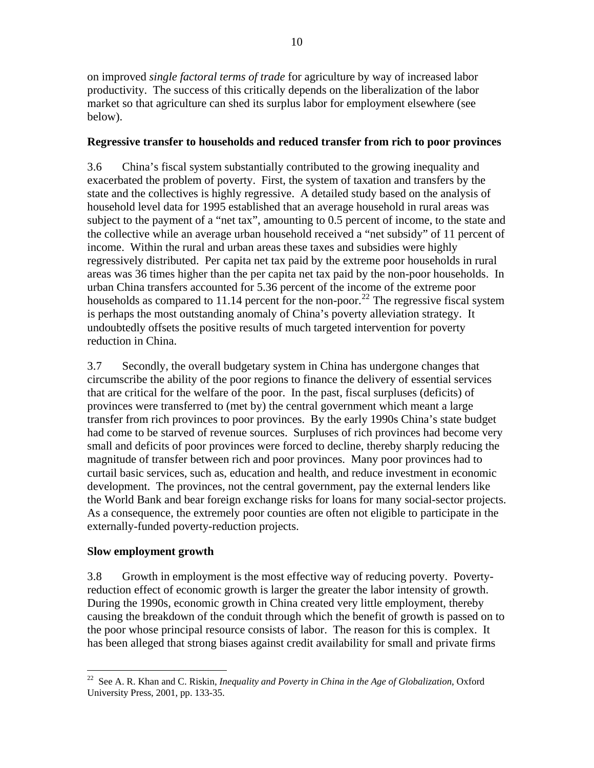on improved *single factoral terms of trade* for agriculture by way of increased labor productivity. The success of this critically depends on the liberalization of the labor market so that agriculture can shed its surplus labor for employment elsewhere (see below).

**Regressive transfer to households and reduced transfer from rich to poor provinces**

3.6 China's fiscal system substantially contributed to the growing inequality and exacerbated the problem of poverty. First, the system of taxation and transfers by the state and the collectives is highly regressive. A detailed study based on the analysis of household level data for 1995 established that an average household in rural areas was subject to the payment of a "net tax", amounting to 0.5 percent of income, to the state and the collective while an average urban household received a "net subsidy" of 11 percent of income. Within the rural and urban areas these taxes and subsidies were highly regressively distributed. Per capita net tax paid by the extreme poor households in rural areas was 36 times higher than the per capita net tax paid by the non-poor households. In urban China transfers accounted for 5.36 percent of the income of the extreme poor households as compared to 11.14 percent for the non-poor.[22] The regressive fiscal system is perhaps the most outstanding anomaly of China's poverty alleviation strategy. It undoubtedly offsets the positive results of much targeted intervention for poverty reduction in China.

3.7 Secondly, the overall budgetary system in China has undergone changes that circumscribe the ability of the poor regions to finance the delivery of essential services that are critical for the welfare of the poor. In the past, fiscal surpluses (deficits) of provinces were transferred to (met by) the central government which meant a large transfer from rich provinces to poor provinces. By the early 1990s China's state budget had come to be starved of revenue sources. Surpluses of rich provinces had become very small and deficits of poor provinces were forced to decline, thereby sharply reducing the magnitude of transfer between rich and poor provinces. Many poor provinces had to curtail basic services, such as, education and health, and reduce investment in economic development. The provinces, not the central government, pay the external lenders like the World Bank and bear foreign exchange risks for loans for many social-sector projects. As a consequence, the extremely poor counties are often not eligible to participate in the externally-funded poverty-reduction projects.

**Slow employment growth**

3.8 Growth in employment is the most effective way of reducing poverty. Poverty-reduction effect of economic growth is larger the greater the labor intensity of growth. During the 1990s, economic growth in China created very little employment, thereby causing the breakdown of the conduit through which the benefit of growth is passed on to the poor whose principal resource consists of labor. The reason for this is complex. It has been alleged that strong biases against credit availability for small and private firms

[22] See A. R. Khan and C. Riskin, *Inequality and Poverty in China in the Age of Globalization*, Oxford University Press, 2001, pp. 133-35.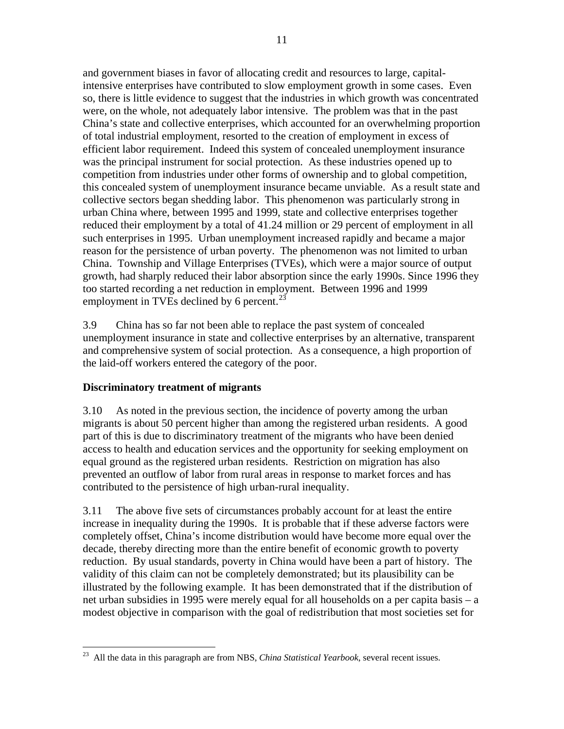and government biases in favor of allocating credit and resources to large, capital-intensive enterprises have contributed to slow employment growth in some cases. Even so, there is little evidence to suggest that the industries in which growth was concentrated were, on the whole, not adequately labor intensive. The problem was that in the past China's state and collective enterprises, which accounted for an overwhelming proportion of total industrial employment, resorted to the creation of employment in excess of efficient labor requirement. Indeed this system of concealed unemployment insurance was the principal instrument for social protection. As these industries opened up to competition from industries under other forms of ownership and to global competition, this concealed system of unemployment insurance became unviable. As a result state and collective sectors began shedding labor. This phenomenon was particularly strong in urban China where, between 1995 and 1999, state and collective enterprises together reduced their employment by a total of 41.24 million or 29 percent of employment in all such enterprises in 1995. Urban unemployment increased rapidly and became a major reason for the persistence of urban poverty. The phenomenon was not limited to urban China. Township and Village Enterprises (TVEs), which were a major source of output growth, had sharply reduced their labor absorption since the early 1990s. Since 1996 they too started recording a net reduction in employment. Between 1996 and 1999 employment in TVEs declined by 6 percent.[23]

3.9 China has so far not been able to replace the past system of concealed unemployment insurance in state and collective enterprises by an alternative, transparent and comprehensive system of social protection. As a consequence, a high proportion of the laid-off workers entered the category of the poor.

**Discriminatory treatment of migrants**

3.10 As noted in the previous section, the incidence of poverty among the urban migrants is about 50 percent higher than among the registered urban residents. A good part of this is due to discriminatory treatment of the migrants who have been denied access to health and education services and the opportunity for seeking employment on equal ground as the registered urban residents. Restriction on migration has also prevented an outflow of labor from rural areas in response to market forces and has contributed to the persistence of high urban-rural inequality.

3.11 The above five sets of circumstances probably account for at least the entire increase in inequality during the 1990s. It is probable that if these adverse factors were completely offset, China's income distribution would have become more equal over the decade, thereby directing more than the entire benefit of economic growth to poverty reduction. By usual standards, poverty in China would have been a part of history. The validity of this claim can not be completely demonstrated; but its plausibility can be illustrated by the following example. It has been demonstrated that if the distribution of net urban subsidies in 1995 were merely equal for all households on a per capita basis – a modest objective in comparison with the goal of redistribution that most societies set for

[23] All the data in this paragraph are from NBS, *China Statistical Yearbook*, several recent issues.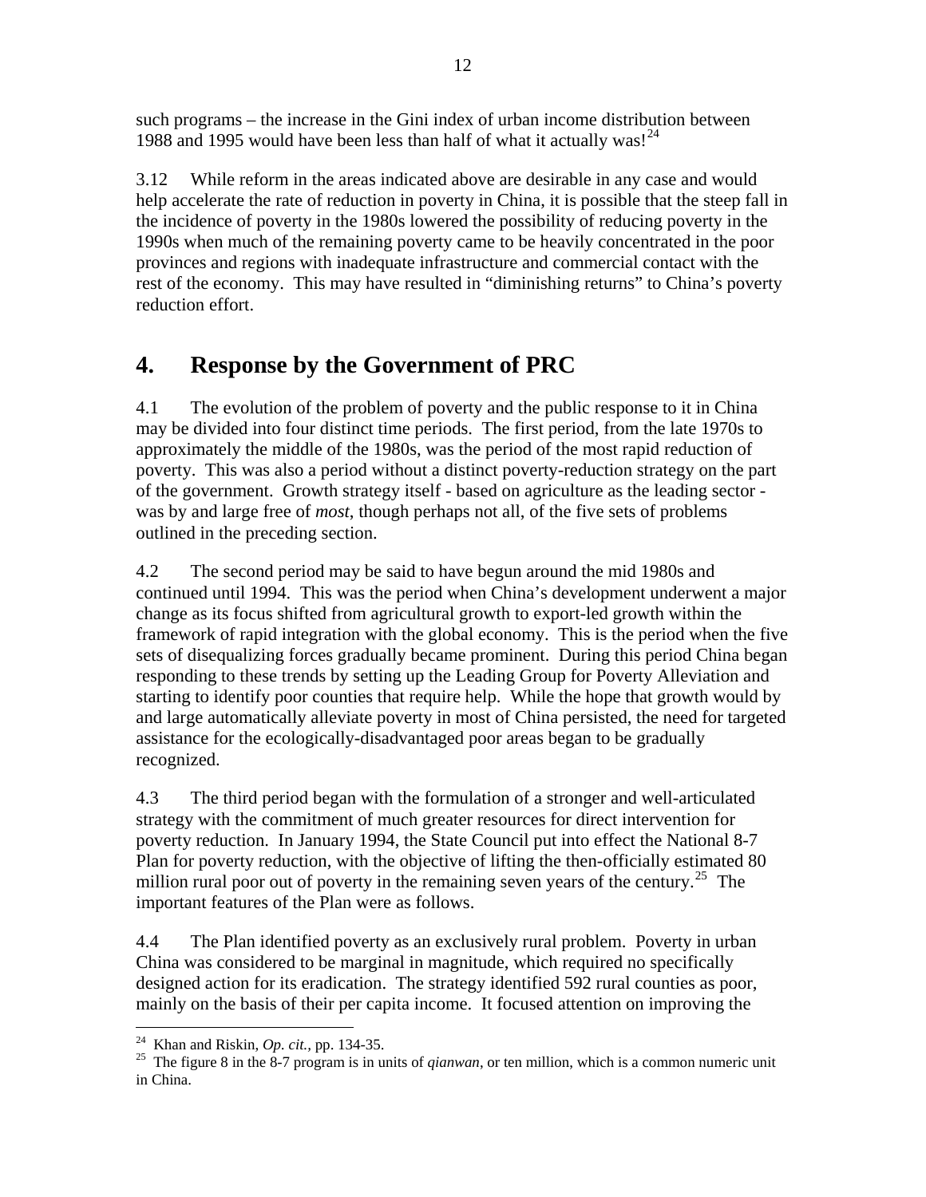such programs – the increase in the Gini index of urban income distribution between 1988 and 1995 would have been less than half of what it actually was![24]

3.12 While reform in the areas indicated above are desirable in any case and would help accelerate the rate of reduction in poverty in China, it is possible that the steep fall in the incidence of poverty in the 1980s lowered the possibility of reducing poverty in the 1990s when much of the remaining poverty came to be heavily concentrated in the poor provinces and regions with inadequate infrastructure and commercial contact with the rest of the economy. This may have resulted in "diminishing returns" to China's poverty reduction effort.

# 4. Response by the Government of PRC

4.1 The evolution of the problem of poverty and the public response to it in China may be divided into four distinct time periods. The first period, from the late 1970s to approximately the middle of the 1980s, was the period of the most rapid reduction of poverty. This was also a period without a distinct poverty-reduction strategy on the part of the government. Growth strategy itself - based on agriculture as the leading sector - was by and large free of *most*, though perhaps not all, of the five sets of problems outlined in the preceding section.

4.2 The second period may be said to have begun around the mid 1980s and continued until 1994. This was the period when China's development underwent a major change as its focus shifted from agricultural growth to export-led growth within the framework of rapid integration with the global economy. This is the period when the five sets of disequalizing forces gradually became prominent. During this period China began responding to these trends by setting up the Leading Group for Poverty Alleviation and starting to identify poor counties that require help. While the hope that growth would by and large automatically alleviate poverty in most of China persisted, the need for targeted assistance for the ecologically-disadvantaged poor areas began to be gradually recognized.

4.3 The third period began with the formulation of a stronger and well-articulated strategy with the commitment of much greater resources for direct intervention for poverty reduction. In January 1994, the State Council put into effect the National 8-7 Plan for poverty reduction, with the objective of lifting the then-officially estimated 80 million rural poor out of poverty in the remaining seven years of the century.[25] The important features of the Plan were as follows.

4.4 The Plan identified poverty as an exclusively rural problem. Poverty in urban China was considered to be marginal in magnitude, which required no specifically designed action for its eradication. The strategy identified 592 rural counties as poor, mainly on the basis of their per capita income. It focused attention on improving the

---

[24] Khan and Riskin, *Op. cit.*, pp. 134-35.

[25] The figure 8 in the 8-7 program is in units of *qianwan*, or ten million, which is a common numeric unit in China.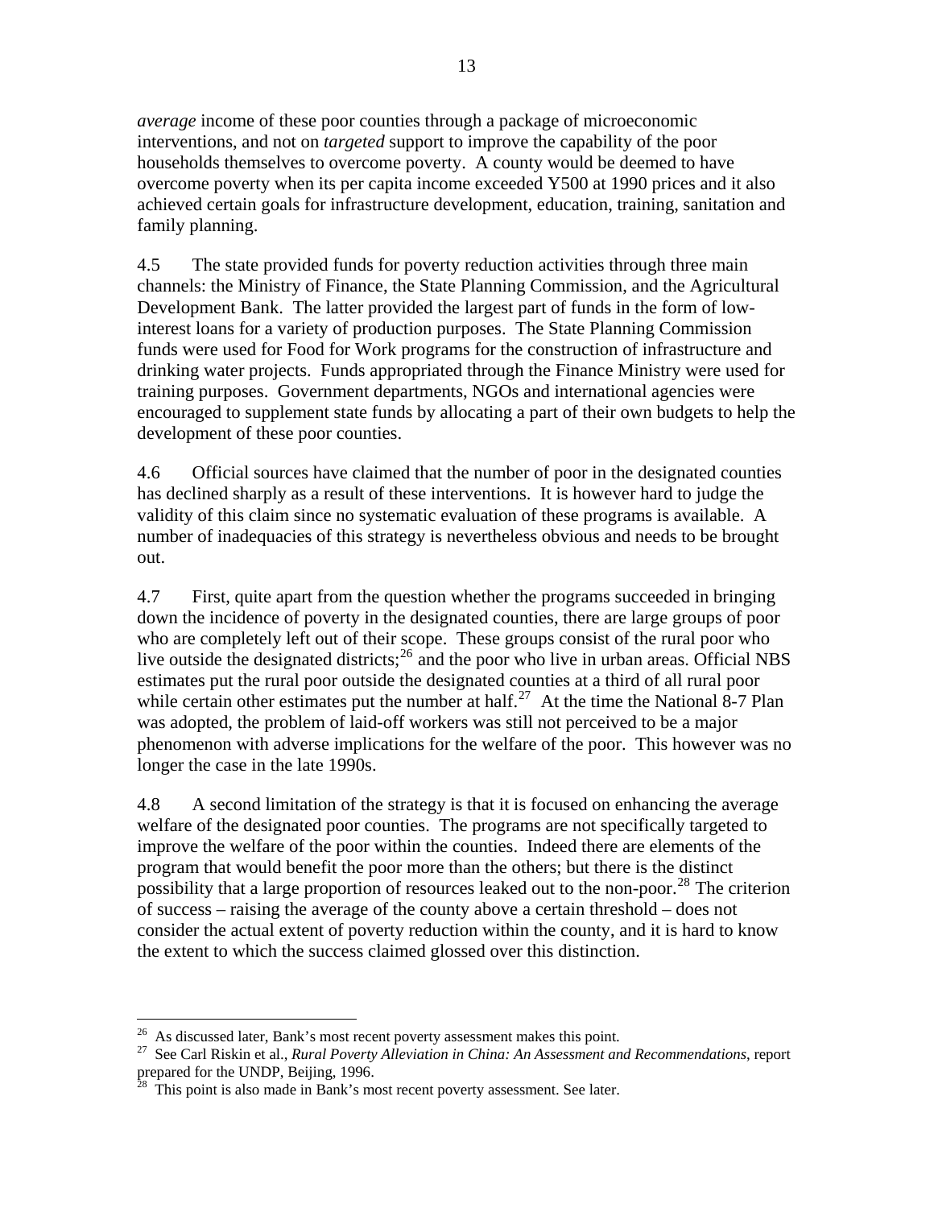*average* income of these poor counties through a package of microeconomic interventions, and not on *targeted* support to improve the capability of the poor households themselves to overcome poverty. A county would be deemed to have overcome poverty when its per capita income exceeded Y500 at 1990 prices and it also achieved certain goals for infrastructure development, education, training, sanitation and family planning.

4.5 The state provided funds for poverty reduction activities through three main channels: the Ministry of Finance, the State Planning Commission, and the Agricultural Development Bank. The latter provided the largest part of funds in the form of low-interest loans for a variety of production purposes. The State Planning Commission funds were used for Food for Work programs for the construction of infrastructure and drinking water projects. Funds appropriated through the Finance Ministry were used for training purposes. Government departments, NGOs and international agencies were encouraged to supplement state funds by allocating a part of their own budgets to help the development of these poor counties.

4.6 Official sources have claimed that the number of poor in the designated counties has declined sharply as a result of these interventions. It is however hard to judge the validity of this claim since no systematic evaluation of these programs is available. A number of inadequacies of this strategy is nevertheless obvious and needs to be brought out.

4.7 First, quite apart from the question whether the programs succeeded in bringing down the incidence of poverty in the designated counties, there are large groups of poor who are completely left out of their scope. These groups consist of the rural poor who live outside the designated districts;[26] and the poor who live in urban areas. Official NBS estimates put the rural poor outside the designated counties at a third of all rural poor while certain other estimates put the number at half.[27] At the time the National 8-7 Plan was adopted, the problem of laid-off workers was still not perceived to be a major phenomenon with adverse implications for the welfare of the poor. This however was no longer the case in the late 1990s.

4.8 A second limitation of the strategy is that it is focused on enhancing the average welfare of the designated poor counties. The programs are not specifically targeted to improve the welfare of the poor within the counties. Indeed there are elements of the program that would benefit the poor more than the others; but there is the distinct possibility that a large proportion of resources leaked out to the non-poor.[28] The criterion of success – raising the average of the county above a certain threshold – does not consider the actual extent of poverty reduction within the county, and it is hard to know the extent to which the success claimed glossed over this distinction.

---

[26] As discussed later, Bank's most recent poverty assessment makes this point.

[27] See Carl Riskin et al., *Rural Poverty Alleviation in China: An Assessment and Recommendations*, report prepared for the UNDP, Beijing, 1996.

[28] This point is also made in Bank's most recent poverty assessment. See later.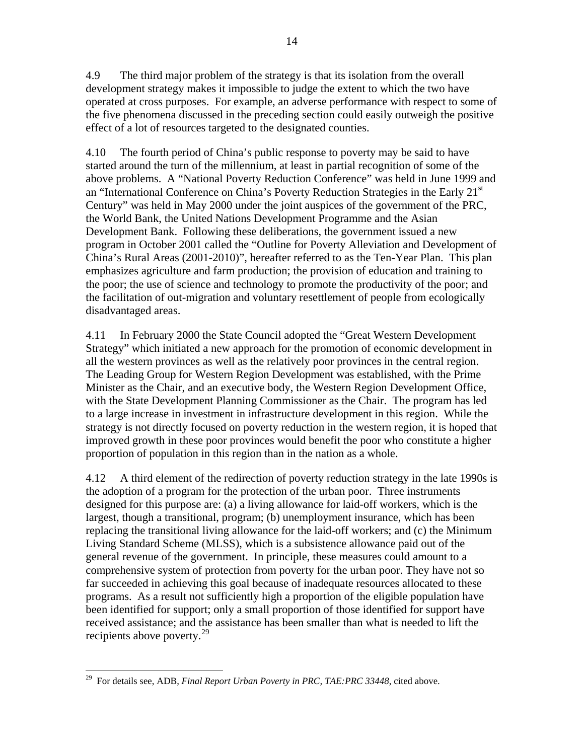4.9 The third major problem of the strategy is that its isolation from the overall development strategy makes it impossible to judge the extent to which the two have operated at cross purposes. For example, an adverse performance with respect to some of the five phenomena discussed in the preceding section could easily outweigh the positive effect of a lot of resources targeted to the designated counties.

4.10 The fourth period of China's public response to poverty may be said to have started around the turn of the millennium, at least in partial recognition of some of the above problems. A "National Poverty Reduction Conference" was held in June 1999 and an "International Conference on China's Poverty Reduction Strategies in the Early 21st Century" was held in May 2000 under the joint auspices of the government of the PRC, the World Bank, the United Nations Development Programme and the Asian Development Bank. Following these deliberations, the government issued a new program in October 2001 called the "Outline for Poverty Alleviation and Development of China's Rural Areas (2001-2010)", hereafter referred to as the Ten-Year Plan. This plan emphasizes agriculture and farm production; the provision of education and training to the poor; the use of science and technology to promote the productivity of the poor; and the facilitation of out-migration and voluntary resettlement of people from ecologically disadvantaged areas.

4.11 In February 2000 the State Council adopted the "Great Western Development Strategy" which initiated a new approach for the promotion of economic development in all the western provinces as well as the relatively poor provinces in the central region. The Leading Group for Western Region Development was established, with the Prime Minister as the Chair, and an executive body, the Western Region Development Office, with the State Development Planning Commissioner as the Chair. The program has led to a large increase in investment in infrastructure development in this region. While the strategy is not directly focused on poverty reduction in the western region, it is hoped that improved growth in these poor provinces would benefit the poor who constitute a higher proportion of population in this region than in the nation as a whole.

4.12 A third element of the redirection of poverty reduction strategy in the late 1990s is the adoption of a program for the protection of the urban poor. Three instruments designed for this purpose are: (a) a living allowance for laid-off workers, which is the largest, though a transitional, program; (b) unemployment insurance, which has been replacing the transitional living allowance for the laid-off workers; and (c) the Minimum Living Standard Scheme (MLSS), which is a subsistence allowance paid out of the general revenue of the government. In principle, these measures could amount to a comprehensive system of protection from poverty for the urban poor. They have not so far succeeded in achieving this goal because of inadequate resources allocated to these programs. As a result not sufficiently high a proportion of the eligible population have been identified for support; only a small proportion of those identified for support have received assistance; and the assistance has been smaller than what is needed to lift the recipients above poverty.[29]

---

[29] For details see, ADB, *Final Report Urban Poverty in PRC, TAE:PRC 33448*, cited above.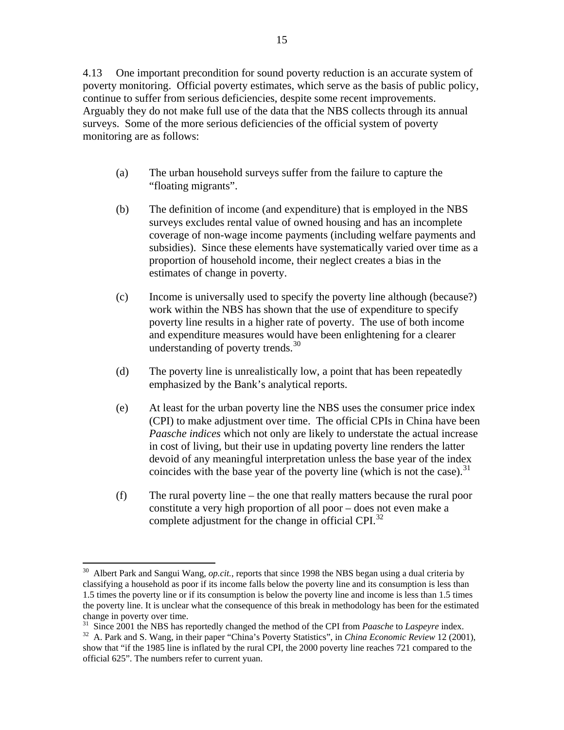4.13 One important precondition for sound poverty reduction is an accurate system of poverty monitoring. Official poverty estimates, which serve as the basis of public policy, continue to suffer from serious deficiencies, despite some recent improvements. Arguably they do not make full use of the data that the NBS collects through its annual surveys. Some of the more serious deficiencies of the official system of poverty monitoring are as follows:

(a) The urban household surveys suffer from the failure to capture the "floating migrants".

(b) The definition of income (and expenditure) that is employed in the NBS surveys excludes rental value of owned housing and has an incomplete coverage of non-wage income payments (including welfare payments and subsidies). Since these elements have systematically varied over time as a proportion of household income, their neglect creates a bias in the estimates of change in poverty.

(c) Income is universally used to specify the poverty line although (because?) work within the NBS has shown that the use of expenditure to specify poverty line results in a higher rate of poverty. The use of both income and expenditure measures would have been enlightening for a clearer understanding of poverty trends.[30]

(d) The poverty line is unrealistically low, a point that has been repeatedly emphasized by the Bank's analytical reports.

(e) At least for the urban poverty line the NBS uses the consumer price index (CPI) to make adjustment over time. The official CPIs in China have been *Paasche indices* which not only are likely to understate the actual increase in cost of living, but their use in updating poverty line renders the latter devoid of any meaningful interpretation unless the base year of the index coincides with the base year of the poverty line (which is not the case).[31]

(f) The rural poverty line – the one that really matters because the rural poor constitute a very high proportion of all poor – does not even make a complete adjustment for the change in official CPI.[32]

---

[30] Albert Park and Sangui Wang, *op.cit.*, reports that since 1998 the NBS began using a dual criteria by classifying a household as poor if its income falls below the poverty line and its consumption is less than 1.5 times the poverty line or if its consumption is below the poverty line and income is less than 1.5 times the poverty line. It is unclear what the consequence of this break in methodology has been for the estimated change in poverty over time.

[31] Since 2001 the NBS has reportedly changed the method of the CPI from *Paasche* to *Laspeyre* index.

[32] A. Park and S. Wang, in their paper "China's Poverty Statistics", in *China Economic Review* 12 (2001), show that "if the 1985 line is inflated by the rural CPI, the 2000 poverty line reaches 721 compared to the official 625". The numbers refer to current yuan.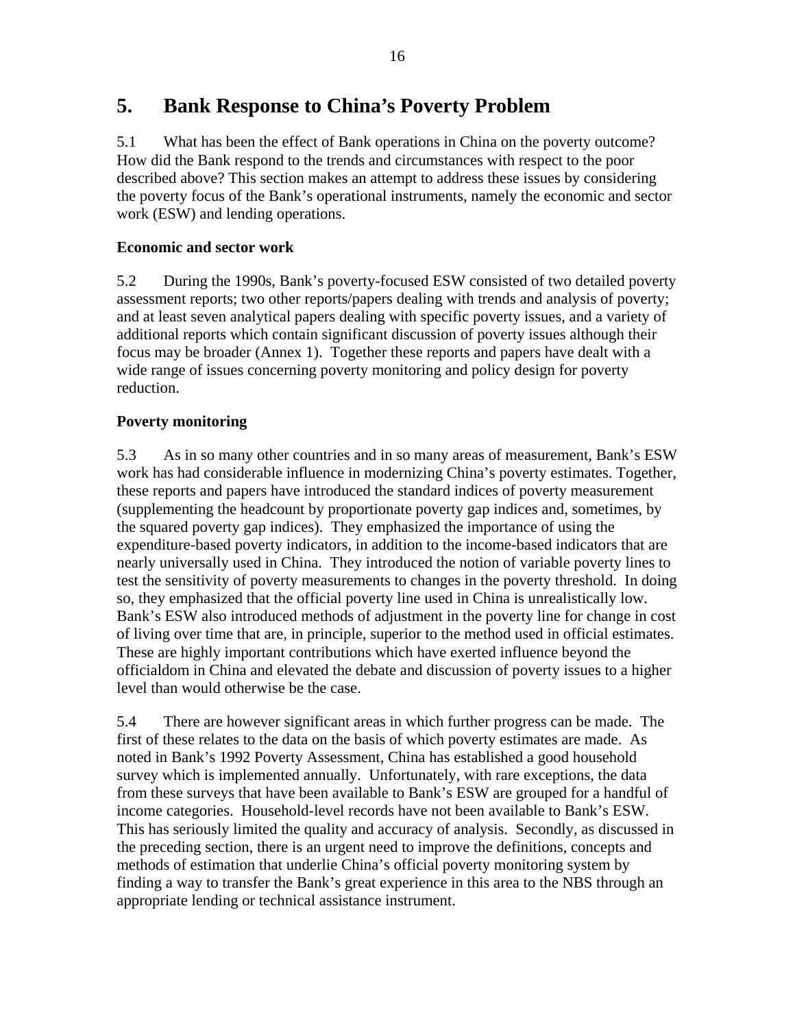## 5. Bank Response to China's Poverty Problem

5.1 What has been the effect of Bank operations in China on the poverty outcome? How did the Bank respond to the trends and circumstances with respect to the poor described above? This section makes an attempt to address these issues by considering the poverty focus of the Bank's operational instruments, namely the economic and sector work (ESW) and lending operations.

### Economic and sector work

5.2 During the 1990s, Bank's poverty-focused ESW consisted of two detailed poverty assessment reports; two other reports/papers dealing with trends and analysis of poverty; and at least seven analytical papers dealing with specific poverty issues, and a variety of additional reports which contain significant discussion of poverty issues although their focus may be broader (Annex 1). Together these reports and papers have dealt with a wide range of issues concerning poverty monitoring and policy design for poverty reduction.

### Poverty monitoring

5.3 As in so many other countries and in so many areas of measurement, Bank's ESW work has had considerable influence in modernizing China's poverty estimates. Together, these reports and papers have introduced the standard indices of poverty measurement (supplementing the headcount by proportionate poverty gap indices and, sometimes, by the squared poverty gap indices). They emphasized the importance of using the expenditure-based poverty indicators, in addition to the income-based indicators that are nearly universally used in China. They introduced the notion of variable poverty lines to test the sensitivity of poverty measurements to changes in the poverty threshold. In doing so, they emphasized that the official poverty line used in China is unrealistically low. Bank's ESW also introduced methods of adjustment in the poverty line for change in cost of living over time that are, in principle, superior to the method used in official estimates. These are highly important contributions which have exerted influence beyond the officialdom in China and elevated the debate and discussion of poverty issues to a higher level than would otherwise be the case.

5.4 There are however significant areas in which further progress can be made. The first of these relates to the data on the basis of which poverty estimates are made. As noted in Bank's 1992 Poverty Assessment, China has established a good household survey which is implemented annually. Unfortunately, with rare exceptions, the data from these surveys that have been available to Bank's ESW are grouped for a handful of income categories. Household-level records have not been available to Bank's ESW. This has seriously limited the quality and accuracy of analysis. Secondly, as discussed in the preceding section, there is an urgent need to improve the definitions, concepts and methods of estimation that underlie China's official poverty monitoring system by finding a way to transfer the Bank's great experience in this area to the NBS through an appropriate lending or technical assistance instrument.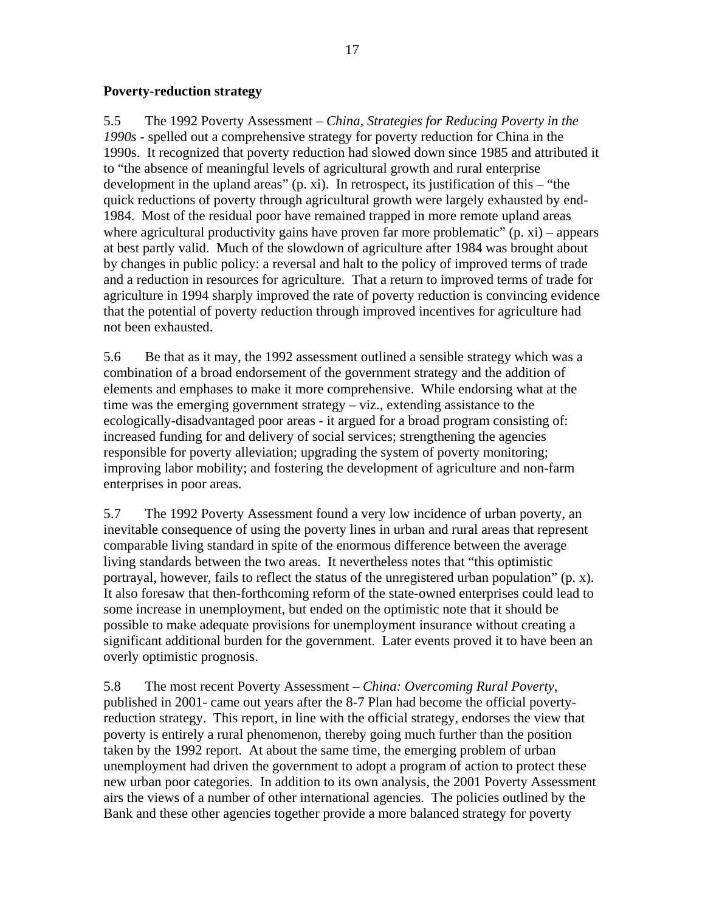**Poverty-reduction strategy**

5.5 The 1992 Poverty Assessment – *China, Strategies for Reducing Poverty in the 1990s* - spelled out a comprehensive strategy for poverty reduction for China in the 1990s. It recognized that poverty reduction had slowed down since 1985 and attributed it to "the absence of meaningful levels of agricultural growth and rural enterprise development in the upland areas" (p. xi). In retrospect, its justification of this – "the quick reductions of poverty through agricultural growth were largely exhausted by end-1984. Most of the residual poor have remained trapped in more remote upland areas where agricultural productivity gains have proven far more problematic" (p. xi) – appears at best partly valid. Much of the slowdown of agriculture after 1984 was brought about by changes in public policy: a reversal and halt to the policy of improved terms of trade and a reduction in resources for agriculture. That a return to improved terms of trade for agriculture in 1994 sharply improved the rate of poverty reduction is convincing evidence that the potential of poverty reduction through improved incentives for agriculture had not been exhausted.

5.6 Be that as it may, the 1992 assessment outlined a sensible strategy which was a combination of a broad endorsement of the government strategy and the addition of elements and emphases to make it more comprehensive. While endorsing what at the time was the emerging government strategy – viz., extending assistance to the ecologically-disadvantaged poor areas - it argued for a broad program consisting of: increased funding for and delivery of social services; strengthening the agencies responsible for poverty alleviation; upgrading the system of poverty monitoring; improving labor mobility; and fostering the development of agriculture and non-farm enterprises in poor areas.

5.7 The 1992 Poverty Assessment found a very low incidence of urban poverty, an inevitable consequence of using the poverty lines in urban and rural areas that represent comparable living standard in spite of the enormous difference between the average living standards between the two areas. It nevertheless notes that "this optimistic portrayal, however, fails to reflect the status of the unregistered urban population" (p. x). It also foresaw that then-forthcoming reform of the state-owned enterprises could lead to some increase in unemployment, but ended on the optimistic note that it should be possible to make adequate provisions for unemployment insurance without creating a significant additional burden for the government. Later events proved it to have been an overly optimistic prognosis.

5.8 The most recent Poverty Assessment – *China: Overcoming Rural Poverty*, published in 2001- came out years after the 8-7 Plan had become the official poverty-reduction strategy. This report, in line with the official strategy, endorses the view that poverty is entirely a rural phenomenon, thereby going much further than the position taken by the 1992 report. At about the same time, the emerging problem of urban unemployment had driven the government to adopt a program of action to protect these new urban poor categories. In addition to its own analysis, the 2001 Poverty Assessment airs the views of a number of other international agencies. The policies outlined by the Bank and these other agencies together provide a more balanced strategy for poverty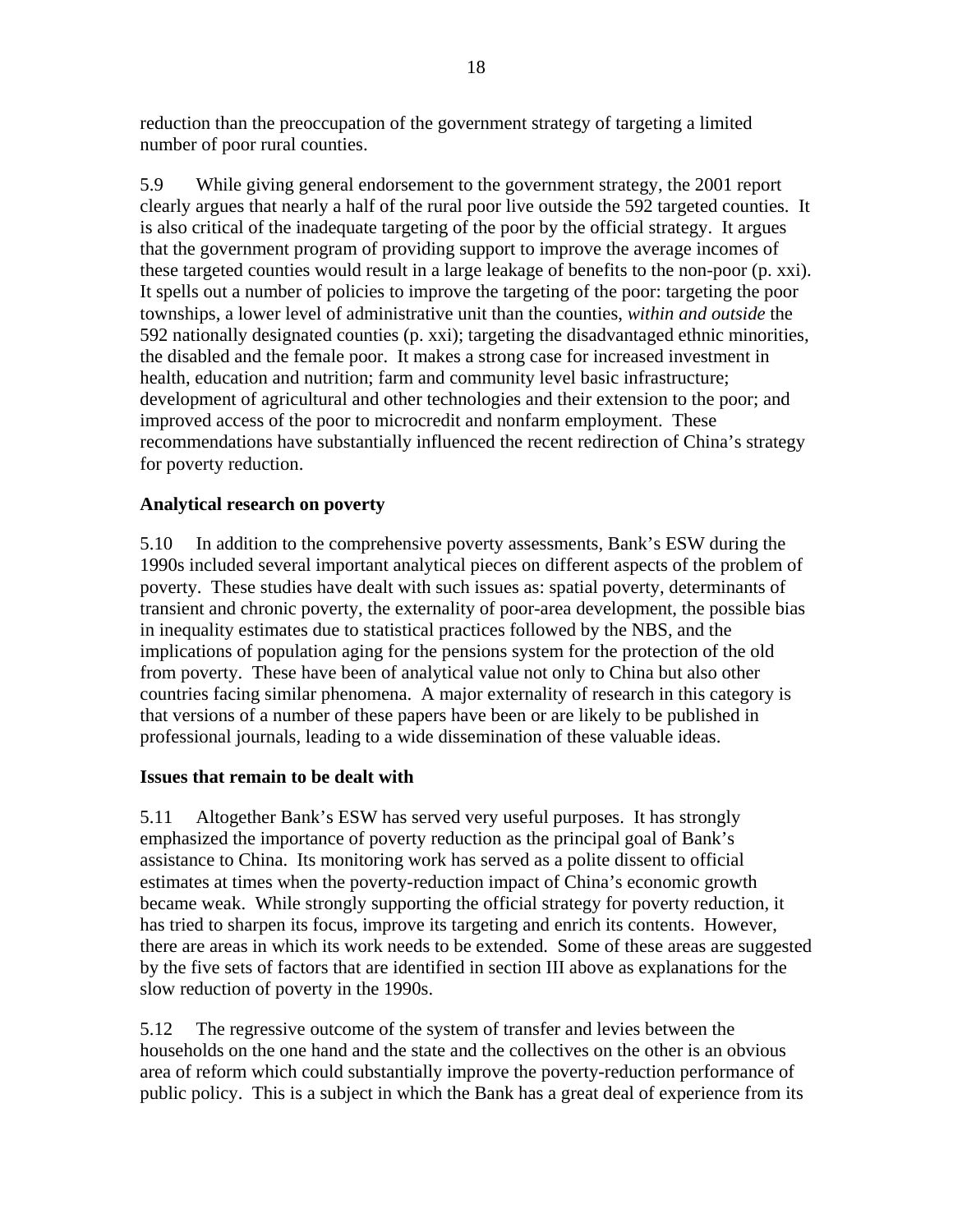reduction than the preoccupation of the government strategy of targeting a limited number of poor rural counties.

5.9 While giving general endorsement to the government strategy, the 2001 report clearly argues that nearly a half of the rural poor live outside the 592 targeted counties. It is also critical of the inadequate targeting of the poor by the official strategy. It argues that the government program of providing support to improve the average incomes of these targeted counties would result in a large leakage of benefits to the non-poor (p. xxi). It spells out a number of policies to improve the targeting of the poor: targeting the poor townships, a lower level of administrative unit than the counties, *within and outside* the 592 nationally designated counties (p. xxi); targeting the disadvantaged ethnic minorities, the disabled and the female poor. It makes a strong case for increased investment in health, education and nutrition; farm and community level basic infrastructure; development of agricultural and other technologies and their extension to the poor; and improved access of the poor to microcredit and nonfarm employment. These recommendations have substantially influenced the recent redirection of China's strategy for poverty reduction.

**Analytical research on poverty**

5.10 In addition to the comprehensive poverty assessments, Bank's ESW during the 1990s included several important analytical pieces on different aspects of the problem of poverty. These studies have dealt with such issues as: spatial poverty, determinants of transient and chronic poverty, the externality of poor-area development, the possible bias in inequality estimates due to statistical practices followed by the NBS, and the implications of population aging for the pensions system for the protection of the old from poverty. These have been of analytical value not only to China but also other countries facing similar phenomena. A major externality of research in this category is that versions of a number of these papers have been or are likely to be published in professional journals, leading to a wide dissemination of these valuable ideas.

**Issues that remain to be dealt with**

5.11 Altogether Bank's ESW has served very useful purposes. It has strongly emphasized the importance of poverty reduction as the principal goal of Bank's assistance to China. Its monitoring work has served as a polite dissent to official estimates at times when the poverty-reduction impact of China's economic growth became weak. While strongly supporting the official strategy for poverty reduction, it has tried to sharpen its focus, improve its targeting and enrich its contents. However, there are areas in which its work needs to be extended. Some of these areas are suggested by the five sets of factors that are identified in section III above as explanations for the slow reduction of poverty in the 1990s.

5.12 The regressive outcome of the system of transfer and levies between the households on the one hand and the state and the collectives on the other is an obvious area of reform which could substantially improve the poverty-reduction performance of public policy. This is a subject in which the Bank has a great deal of experience from its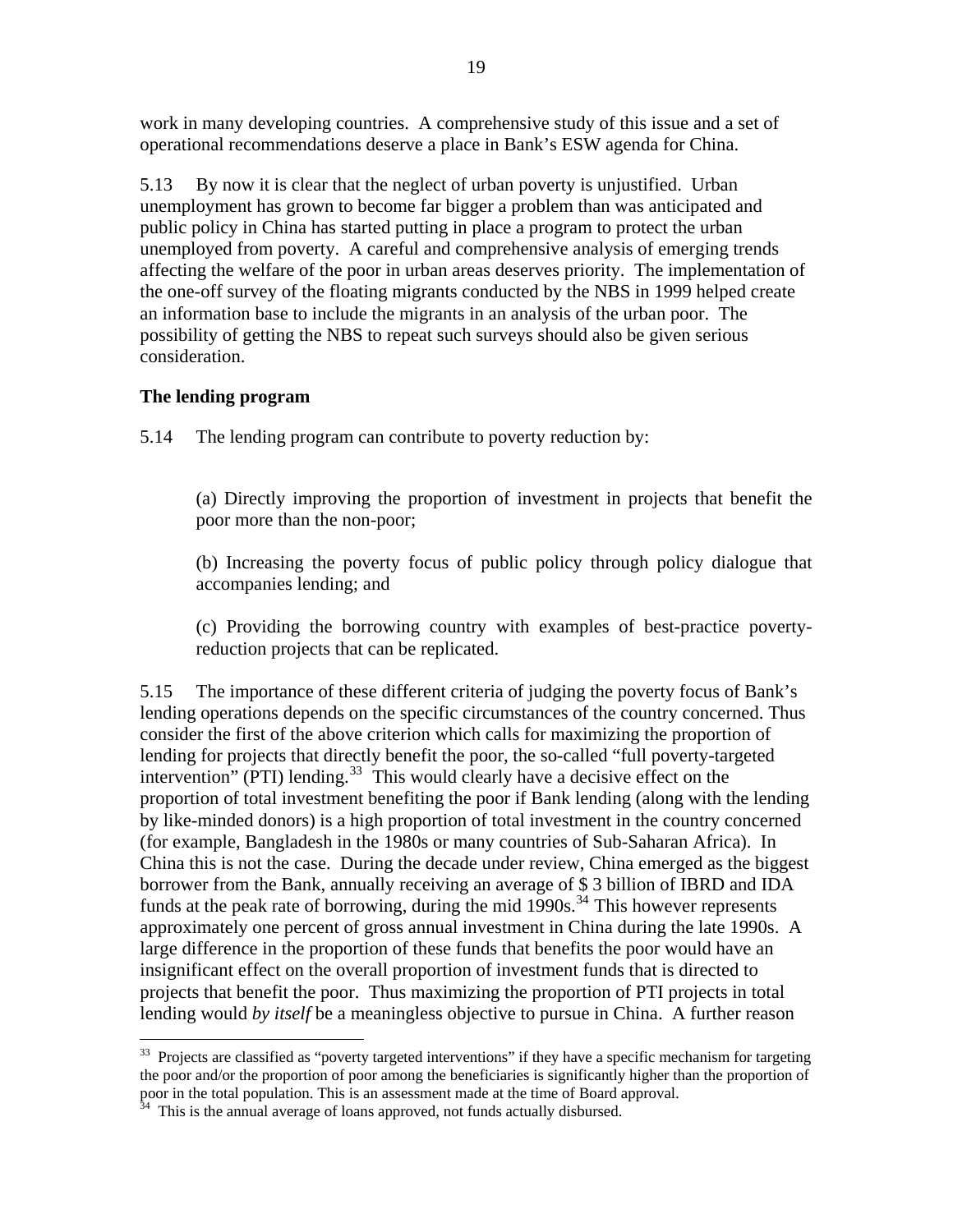work in many developing countries. A comprehensive study of this issue and a set of operational recommendations deserve a place in Bank's ESW agenda for China.

5.13 By now it is clear that the neglect of urban poverty is unjustified. Urban unemployment has grown to become far bigger a problem than was anticipated and public policy in China has started putting in place a program to protect the urban unemployed from poverty. A careful and comprehensive analysis of emerging trends affecting the welfare of the poor in urban areas deserves priority. The implementation of the one-off survey of the floating migrants conducted by the NBS in 1999 helped create an information base to include the migrants in an analysis of the urban poor. The possibility of getting the NBS to repeat such surveys should also be given serious consideration.

### The lending program

5.14 The lending program can contribute to poverty reduction by:

(a) Directly improving the proportion of investment in projects that benefit the poor more than the non-poor;

(b) Increasing the poverty focus of public policy through policy dialogue that accompanies lending; and

(c) Providing the borrowing country with examples of best-practice poverty-reduction projects that can be replicated.

5.15 The importance of these different criteria of judging the poverty focus of Bank's lending operations depends on the specific circumstances of the country concerned. Thus consider the first of the above criterion which calls for maximizing the proportion of lending for projects that directly benefit the poor, the so-called "full poverty-targeted intervention" (PTI) lending.[33] This would clearly have a decisive effect on the proportion of total investment benefiting the poor if Bank lending (along with the lending by like-minded donors) is a high proportion of total investment in the country concerned (for example, Bangladesh in the 1980s or many countries of Sub-Saharan Africa). In China this is not the case. During the decade under review, China emerged as the biggest borrower from the Bank, annually receiving an average of $ 3 billion of IBRD and IDA funds at the peak rate of borrowing, during the mid 1990s.[34] This however represents approximately one percent of gross annual investment in China during the late 1990s. A large difference in the proportion of these funds that benefits the poor would have an insignificant effect on the overall proportion of investment funds that is directed to projects that benefit the poor. Thus maximizing the proportion of PTI projects in total lending would *by itself* be a meaningless objective to pursue in China. A further reason

---

[33] Projects are classified as "poverty targeted interventions" if they have a specific mechanism for targeting the poor and/or the proportion of poor among the beneficiaries is significantly higher than the proportion of poor in the total population. This is an assessment made at the time of Board approval.

[34] This is the annual average of loans approved, not funds actually disbursed.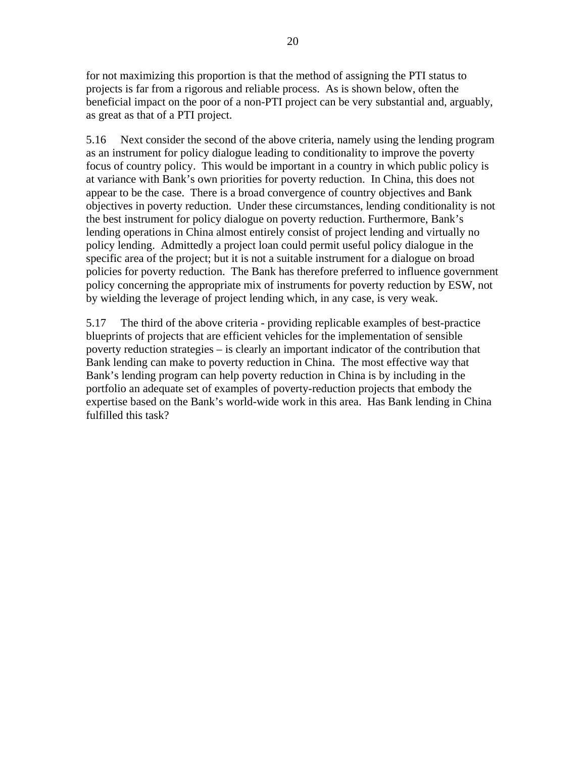for not maximizing this proportion is that the method of assigning the PTI status to projects is far from a rigorous and reliable process. As is shown below, often the beneficial impact on the poor of a non-PTI project can be very substantial and, arguably, as great as that of a PTI project.

5.16 Next consider the second of the above criteria, namely using the lending program as an instrument for policy dialogue leading to conditionality to improve the poverty focus of country policy. This would be important in a country in which public policy is at variance with Bank's own priorities for poverty reduction. In China, this does not appear to be the case. There is a broad convergence of country objectives and Bank objectives in poverty reduction. Under these circumstances, lending conditionality is not the best instrument for policy dialogue on poverty reduction. Furthermore, Bank's lending operations in China almost entirely consist of project lending and virtually no policy lending. Admittedly a project loan could permit useful policy dialogue in the specific area of the project; but it is not a suitable instrument for a dialogue on broad policies for poverty reduction. The Bank has therefore preferred to influence government policy concerning the appropriate mix of instruments for poverty reduction by ESW, not by wielding the leverage of project lending which, in any case, is very weak.

5.17 The third of the above criteria - providing replicable examples of best-practice blueprints of projects that are efficient vehicles for the implementation of sensible poverty reduction strategies – is clearly an important indicator of the contribution that Bank lending can make to poverty reduction in China. The most effective way that Bank's lending program can help poverty reduction in China is by including in the portfolio an adequate set of examples of poverty-reduction projects that embody the expertise based on the Bank's world-wide work in this area. Has Bank lending in China fulfilled this task?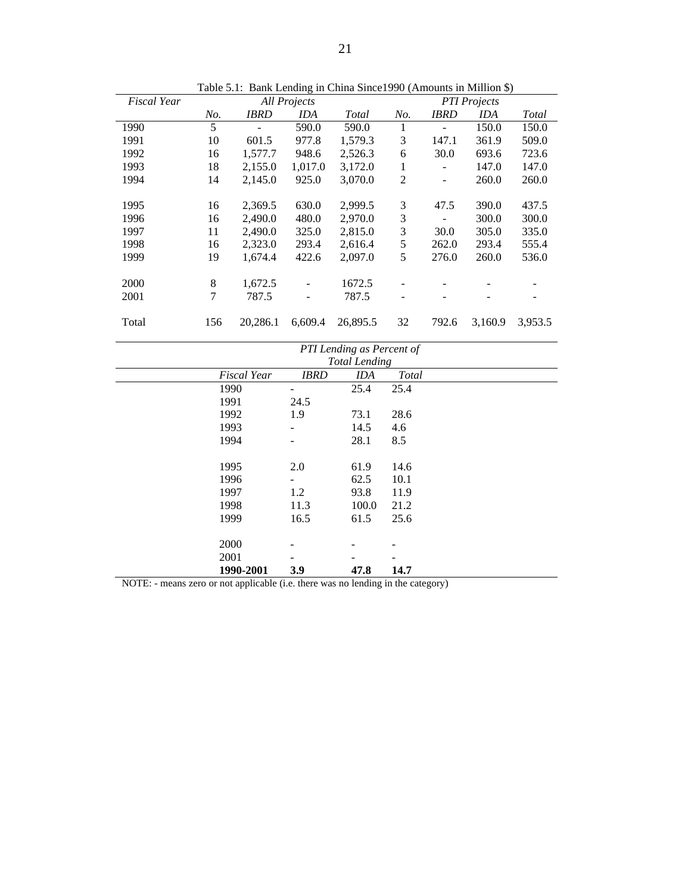Table 5.1: Bank Lending in China Since1990 (Amounts in Million $)

| *Fiscal Year* | *All Projects* | | | | *PTI Projects* | | | |
|---|---|---|---|---|---|---|---|---|
| | *No.* | *IBRD* | *IDA* | *Total* | *No.* | *IBRD* | *IDA* | *Total* |
| 1990 | 5 | - | 590.0 | 590.0 | 1 | - | 150.0 | 150.0 |
| 1991 | 10 | 601.5 | 977.8 | 1,579.3 | 3 | 147.1 | 361.9 | 509.0 |
| 1992 | 16 | 1,577.7 | 948.6 | 2,526.3 | 6 | 30.0 | 693.6 | 723.6 |
| 1993 | 18 | 2,155.0 | 1,017.0 | 3,172.0 | 1 | - | 147.0 | 147.0 |
| 1994 | 14 | 2,145.0 | 925.0 | 3,070.0 | 2 | - | 260.0 | 260.0 |
| 1995 | 16 | 2,369.5 | 630.0 | 2,999.5 | 3 | 47.5 | 390.0 | 437.5 |
| 1996 | 16 | 2,490.0 | 480.0 | 2,970.0 | 3 | - | 300.0 | 300.0 |
| 1997 | 11 | 2,490.0 | 325.0 | 2,815.0 | 3 | 30.0 | 305.0 | 335.0 |
| 1998 | 16 | 2,323.0 | 293.4 | 2,616.4 | 5 | 262.0 | 293.4 | 555.4 |
| 1999 | 19 | 1,674.4 | 422.6 | 2,097.0 | 5 | 276.0 | 260.0 | 536.0 |
| 2000 | 8 | 1,672.5 | - | 1672.5 | - | - | - | - |
| 2001 | 7 | 787.5 | - | 787.5 | - | - | - | - |
| Total | 156 | 20,286.1 | 6,609.4 | 26,895.5 | 32 | 792.6 | 3,160.9 | 3,953.5 |

| | *PTI Lending as Percent of Total Lending* | | |
|---|---|---|---|
| *Fiscal Year* | *IBRD* | *IDA* | *Total* |
| 1990 | - | 25.4 | 25.4 |
| 1991 | 24.5 | | |
| 1992 | 1.9 | 73.1 | 28.6 |
| 1993 | - | 14.5 | 4.6 |
| 1994 | - | 28.1 | 8.5 |
| 1995 | 2.0 | 61.9 | 14.6 |
| 1996 | - | 62.5 | 10.1 |
| 1997 | 1.2 | 93.8 | 11.9 |
| 1998 | 11.3 | 100.0 | 21.2 |
| 1999 | 16.5 | 61.5 | 25.6 |
| 2000 | - | - | - |
| 2001 | - | - | - |
| **1990-2001** | **3.9** | **47.8** | **14.7** |

NOTE: - means zero or not applicable (i.e. there was no lending in the category)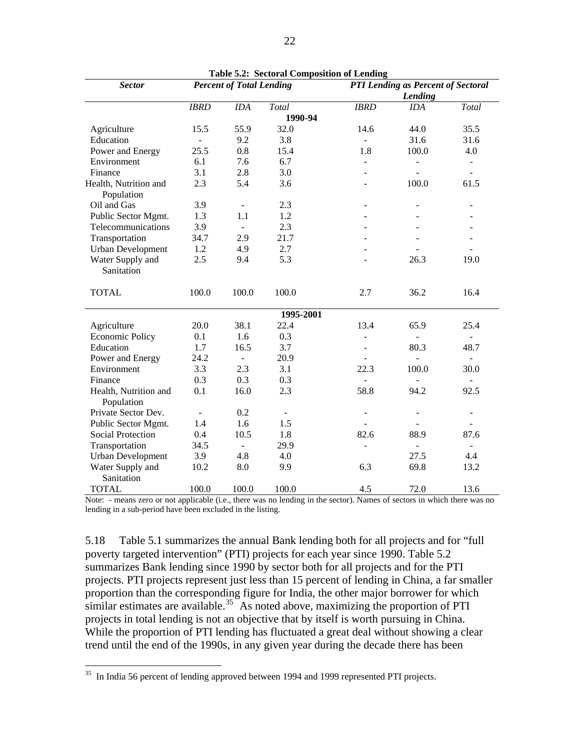**Table 5.2: Sectoral Composition of Lending**

| *Sector* | *Percent of Total Lending* | | | *PTI Lending as Percent of Sectoral Lending* | | |
|---|---|---|---|---|---|---|
| | *IBRD* | *IDA* | *Total* | *IBRD* | *IDA* | *Total* |
| | | | **1990-94** | | | |
| Agriculture | 15.5 | 55.9 | 32.0 | 14.6 | 44.0 | 35.5 |
| Education | - | 9.2 | 3.8 | - | 31.6 | 31.6 |
| Power and Energy | 25.5 | 0.8 | 15.4 | 1.8 | 100.0 | 4.0 |
| Environment | 6.1 | 7.6 | 6.7 | - | - | - |
| Finance | 3.1 | 2.8 | 3.0 | - | - | - |
| Health, Nutrition and Population | 2.3 | 5.4 | 3.6 | - | 100.0 | 61.5 |
| Oil and Gas | 3.9 | - | 2.3 | - | - | - |
| Public Sector Mgmt. | 1.3 | 1.1 | 1.2 | - | - | - |
| Telecommunications | 3.9 | - | 2.3 | - | - | - |
| Transportation | 34.7 | 2.9 | 21.7 | - | - | - |
| Urban Development | 1.2 | 4.9 | 2.7 | - | - | - |
| Water Supply and Sanitation | 2.5 | 9.4 | 5.3 | - | 26.3 | 19.0 |
| TOTAL | 100.0 | 100.0 | 100.0 | 2.7 | 36.2 | 16.4 |
| | | | **1995-2001** | | | |
| Agriculture | 20.0 | 38.1 | 22.4 | 13.4 | 65.9 | 25.4 |
| Economic Policy | 0.1 | 1.6 | 0.3 | - | - | - |
| Education | 1.7 | 16.5 | 3.7 | - | 80.3 | 48.7 |
| Power and Energy | 24.2 | - | 20.9 | - | - | - |
| Environment | 3.3 | 2.3 | 3.1 | 22.3 | 100.0 | 30.0 |
| Finance | 0.3 | 0.3 | 0.3 | - | - | - |
| Health, Nutrition and Population | 0.1 | 16.0 | 2.3 | 58.8 | 94.2 | 92.5 |
| Private Sector Dev. | - | 0.2 | - | - | - | - |
| Public Sector Mgmt. | 1.4 | 1.6 | 1.5 | - | - | - |
| Social Protection | 0.4 | 10.5 | 1.8 | 82.6 | 88.9 | 87.6 |
| Transportation | 34.5 | - | 29.9 | - | - | - |
| Urban Development | 3.9 | 4.8 | 4.0 | | 27.5 | 4.4 |
| Water Supply and Sanitation | 10.2 | 8.0 | 9.9 | 6.3 | 69.8 | 13.2 |
| TOTAL | 100.0 | 100.0 | 100.0 | 4.5 | 72.0 | 13.6 |

Note: - means zero or not applicable (i.e., there was no lending in the sector). Names of sectors in which there was no lending in a sub-period have been excluded in the listing.

5.18 Table 5.1 summarizes the annual Bank lending both for all projects and for "full poverty targeted intervention" (PTI) projects for each year since 1990. Table 5.2 summarizes Bank lending since 1990 by sector both for all projects and for the PTI projects. PTI projects represent just less than 15 percent of lending in China, a far smaller proportion than the corresponding figure for India, the other major borrower for which similar estimates are available.[35] As noted above, maximizing the proportion of PTI projects in total lending is not an objective that by itself is worth pursuing in China. While the proportion of PTI lending has fluctuated a great deal without showing a clear trend until the end of the 1990s, in any given year during the decade there has been

[35] In India 56 percent of lending approved between 1994 and 1999 represented PTI projects.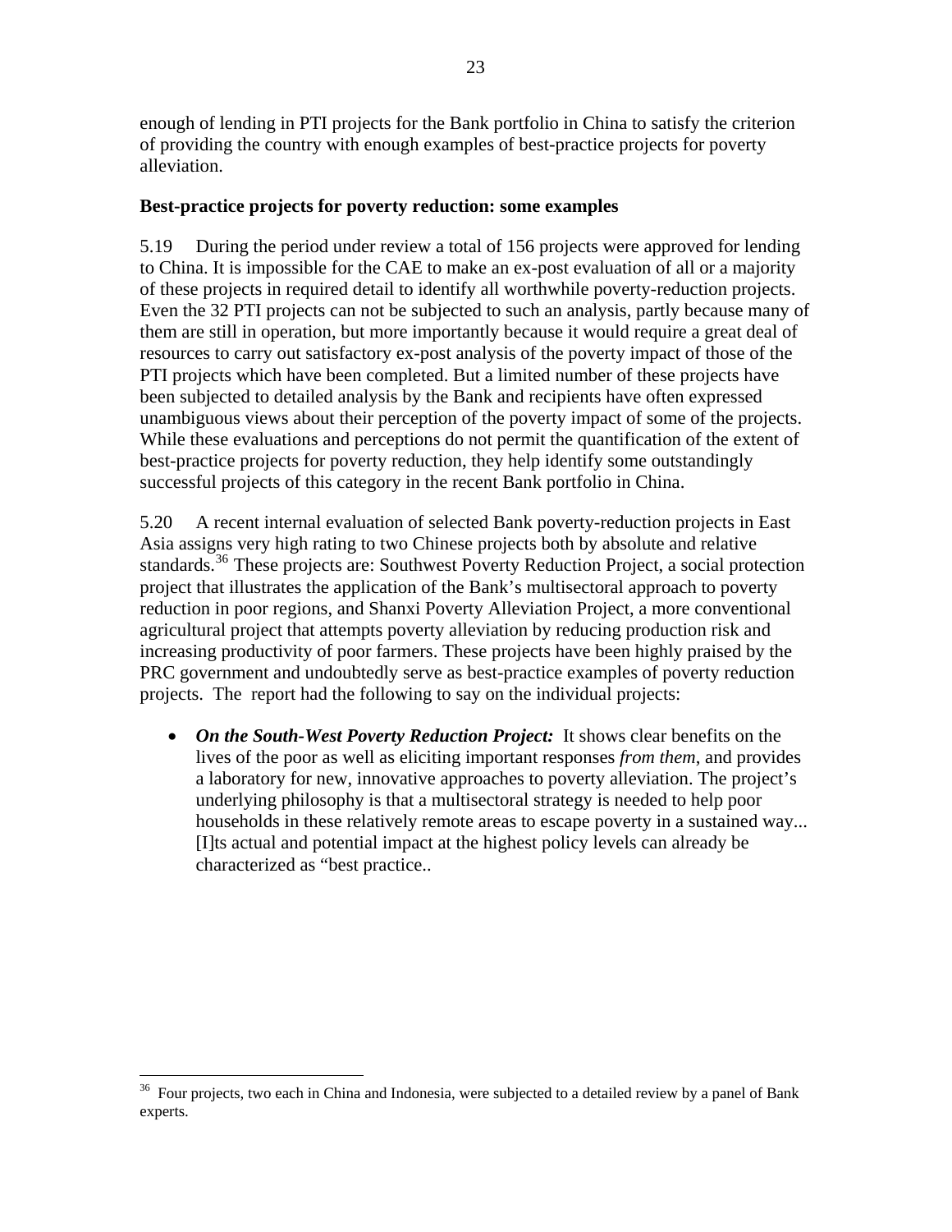enough of lending in PTI projects for the Bank portfolio in China to satisfy the criterion of providing the country with enough examples of best-practice projects for poverty alleviation.

**Best-practice projects for poverty reduction: some examples**

5.19 During the period under review a total of 156 projects were approved for lending to China. It is impossible for the CAE to make an ex-post evaluation of all or a majority of these projects in required detail to identify all worthwhile poverty-reduction projects. Even the 32 PTI projects can not be subjected to such an analysis, partly because many of them are still in operation, but more importantly because it would require a great deal of resources to carry out satisfactory ex-post analysis of the poverty impact of those of the PTI projects which have been completed. But a limited number of these projects have been subjected to detailed analysis by the Bank and recipients have often expressed unambiguous views about their perception of the poverty impact of some of the projects. While these evaluations and perceptions do not permit the quantification of the extent of best-practice projects for poverty reduction, they help identify some outstandingly successful projects of this category in the recent Bank portfolio in China.

5.20 A recent internal evaluation of selected Bank poverty-reduction projects in East Asia assigns very high rating to two Chinese projects both by absolute and relative standards.[36] These projects are: Southwest Poverty Reduction Project, a social protection project that illustrates the application of the Bank's multisectoral approach to poverty reduction in poor regions, and Shanxi Poverty Alleviation Project, a more conventional agricultural project that attempts poverty alleviation by reducing production risk and increasing productivity of poor farmers. These projects have been highly praised by the PRC government and undoubtedly serve as best-practice examples of poverty reduction projects. The report had the following to say on the individual projects:

- ***On the South-West Poverty Reduction Project:*** It shows clear benefits on the lives of the poor as well as eliciting important responses *from them*, and provides a laboratory for new, innovative approaches to poverty alleviation. The project's underlying philosophy is that a multisectoral strategy is needed to help poor households in these relatively remote areas to escape poverty in a sustained way... [I]ts actual and potential impact at the highest policy levels can already be characterized as "best practice..

---

[36] Four projects, two each in China and Indonesia, were subjected to a detailed review by a panel of Bank experts.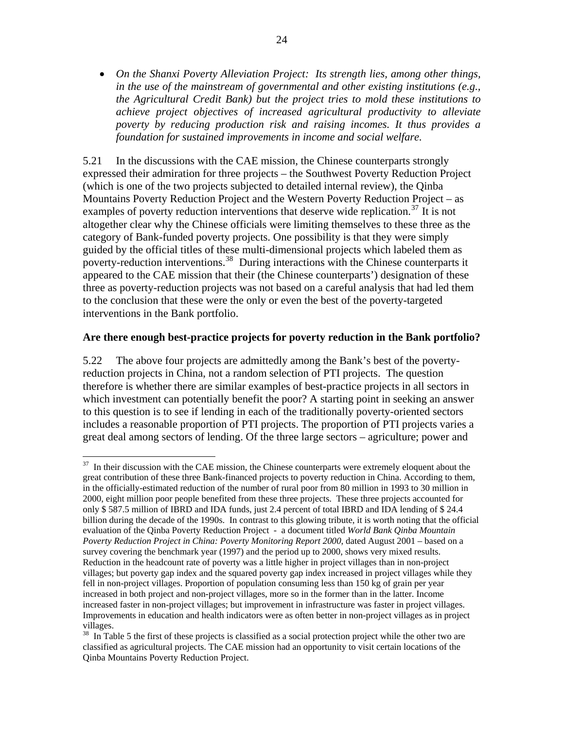- *On the Shanxi Poverty Alleviation Project: Its strength lies, among other things, in the use of the mainstream of governmental and other existing institutions (e.g., the Agricultural Credit Bank) but the project tries to mold these institutions to achieve project objectives of increased agricultural productivity to alleviate poverty by reducing production risk and raising incomes. It thus provides a foundation for sustained improvements in income and social welfare.*

5.21 In the discussions with the CAE mission, the Chinese counterparts strongly expressed their admiration for three projects – the Southwest Poverty Reduction Project (which is one of the two projects subjected to detailed internal review), the Qinba Mountains Poverty Reduction Project and the Western Poverty Reduction Project – as examples of poverty reduction interventions that deserve wide replication.[37] It is not altogether clear why the Chinese officials were limiting themselves to these three as the category of Bank-funded poverty projects. One possibility is that they were simply guided by the official titles of these multi-dimensional projects which labeled them as poverty-reduction interventions.[38] During interactions with the Chinese counterparts it appeared to the CAE mission that their (the Chinese counterparts') designation of these three as poverty-reduction projects was not based on a careful analysis that had led them to the conclusion that these were the only or even the best of the poverty-targeted interventions in the Bank portfolio.

**Are there enough best-practice projects for poverty reduction in the Bank portfolio?**

5.22 The above four projects are admittedly among the Bank's best of the poverty-reduction projects in China, not a random selection of PTI projects. The question therefore is whether there are similar examples of best-practice projects in all sectors in which investment can potentially benefit the poor? A starting point in seeking an answer to this question is to see if lending in each of the traditionally poverty-oriented sectors includes a reasonable proportion of PTI projects. The proportion of PTI projects varies a great deal among sectors of lending. Of the three large sectors – agriculture; power and

---

[37] In their discussion with the CAE mission, the Chinese counterparts were extremely eloquent about the great contribution of these three Bank-financed projects to poverty reduction in China. According to them, in the officially-estimated reduction of the number of rural poor from 80 million in 1993 to 30 million in 2000, eight million poor people benefited from these three projects. These three projects accounted for only $ 587.5 million of IBRD and IDA funds, just 2.4 percent of total IBRD and IDA lending of $ 24.4 billion during the decade of the 1990s. In contrast to this glowing tribute, it is worth noting that the official evaluation of the Qinba Poverty Reduction Project - a document titled *World Bank Qinba Mountain Poverty Reduction Project in China: Poverty Monitoring Report 2000,* dated August 2001 – based on a survey covering the benchmark year (1997) and the period up to 2000, shows very mixed results. Reduction in the headcount rate of poverty was a little higher in project villages than in non-project villages; but poverty gap index and the squared poverty gap index increased in project villages while they fell in non-project villages. Proportion of population consuming less than 150 kg of grain per year increased in both project and non-project villages, more so in the former than in the latter. Income increased faster in non-project villages; but improvement in infrastructure was faster in project villages. Improvements in education and health indicators were as often better in non-project villages as in project villages.

[38] In Table 5 the first of these projects is classified as a social protection project while the other two are classified as agricultural projects. The CAE mission had an opportunity to visit certain locations of the Qinba Mountains Poverty Reduction Project.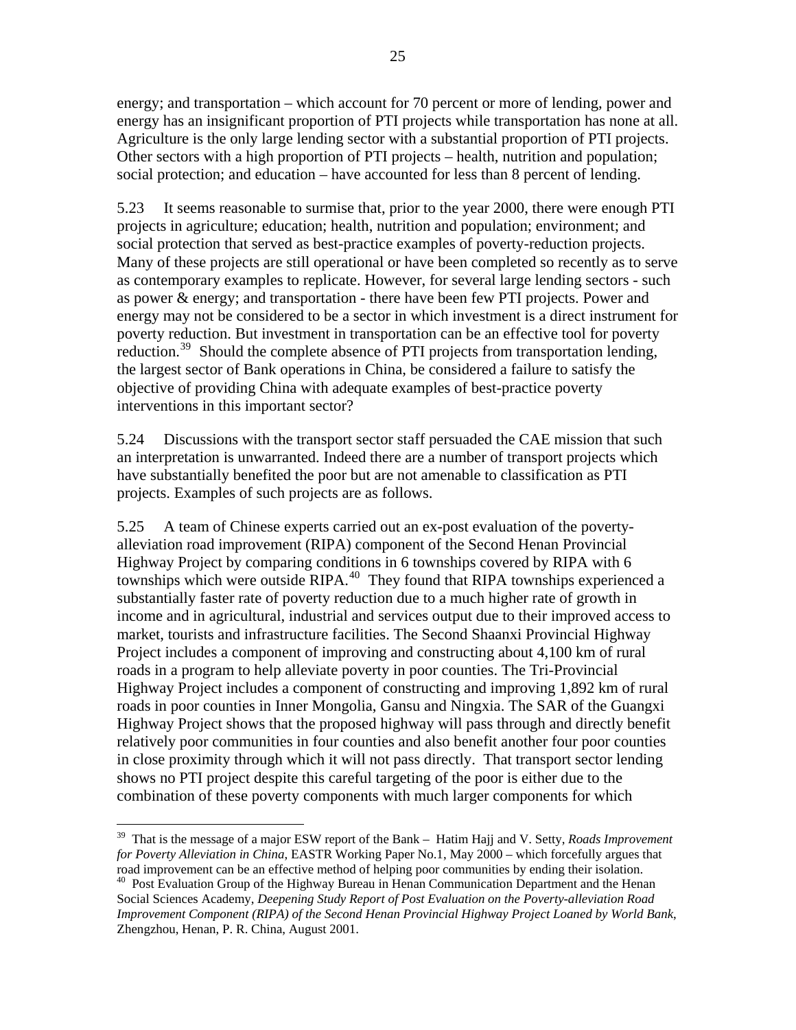energy; and transportation – which account for 70 percent or more of lending, power and energy has an insignificant proportion of PTI projects while transportation has none at all. Agriculture is the only large lending sector with a substantial proportion of PTI projects. Other sectors with a high proportion of PTI projects – health, nutrition and population; social protection; and education – have accounted for less than 8 percent of lending.

5.23 It seems reasonable to surmise that, prior to the year 2000, there were enough PTI projects in agriculture; education; health, nutrition and population; environment; and social protection that served as best-practice examples of poverty-reduction projects. Many of these projects are still operational or have been completed so recently as to serve as contemporary examples to replicate. However, for several large lending sectors - such as power & energy; and transportation - there have been few PTI projects. Power and energy may not be considered to be a sector in which investment is a direct instrument for poverty reduction. But investment in transportation can be an effective tool for poverty reduction.[39] Should the complete absence of PTI projects from transportation lending, the largest sector of Bank operations in China, be considered a failure to satisfy the objective of providing China with adequate examples of best-practice poverty interventions in this important sector?

5.24 Discussions with the transport sector staff persuaded the CAE mission that such an interpretation is unwarranted. Indeed there are a number of transport projects which have substantially benefited the poor but are not amenable to classification as PTI projects. Examples of such projects are as follows.

5.25 A team of Chinese experts carried out an ex-post evaluation of the poverty-alleviation road improvement (RIPA) component of the Second Henan Provincial Highway Project by comparing conditions in 6 townships covered by RIPA with 6 townships which were outside RIPA.[40] They found that RIPA townships experienced a substantially faster rate of poverty reduction due to a much higher rate of growth in income and in agricultural, industrial and services output due to their improved access to market, tourists and infrastructure facilities. The Second Shaanxi Provincial Highway Project includes a component of improving and constructing about 4,100 km of rural roads in a program to help alleviate poverty in poor counties. The Tri-Provincial Highway Project includes a component of constructing and improving 1,892 km of rural roads in poor counties in Inner Mongolia, Gansu and Ningxia. The SAR of the Guangxi Highway Project shows that the proposed highway will pass through and directly benefit relatively poor communities in four counties and also benefit another four poor counties in close proximity through which it will not pass directly. That transport sector lending shows no PTI project despite this careful targeting of the poor is either due to the combination of these poverty components with much larger components for which

---

[39] That is the message of a major ESW report of the Bank – Hatim Hajj and V. Setty, *Roads Improvement for Poverty Alleviation in China*, EASTR Working Paper No.1, May 2000 – which forcefully argues that road improvement can be an effective method of helping poor communities by ending their isolation.

[40] Post Evaluation Group of the Highway Bureau in Henan Communication Department and the Henan Social Sciences Academy, *Deepening Study Report of Post Evaluation on the Poverty-alleviation Road Improvement Component (RIPA) of the Second Henan Provincial Highway Project Loaned by World Bank*, Zhengzhou, Henan, P. R. China, August 2001.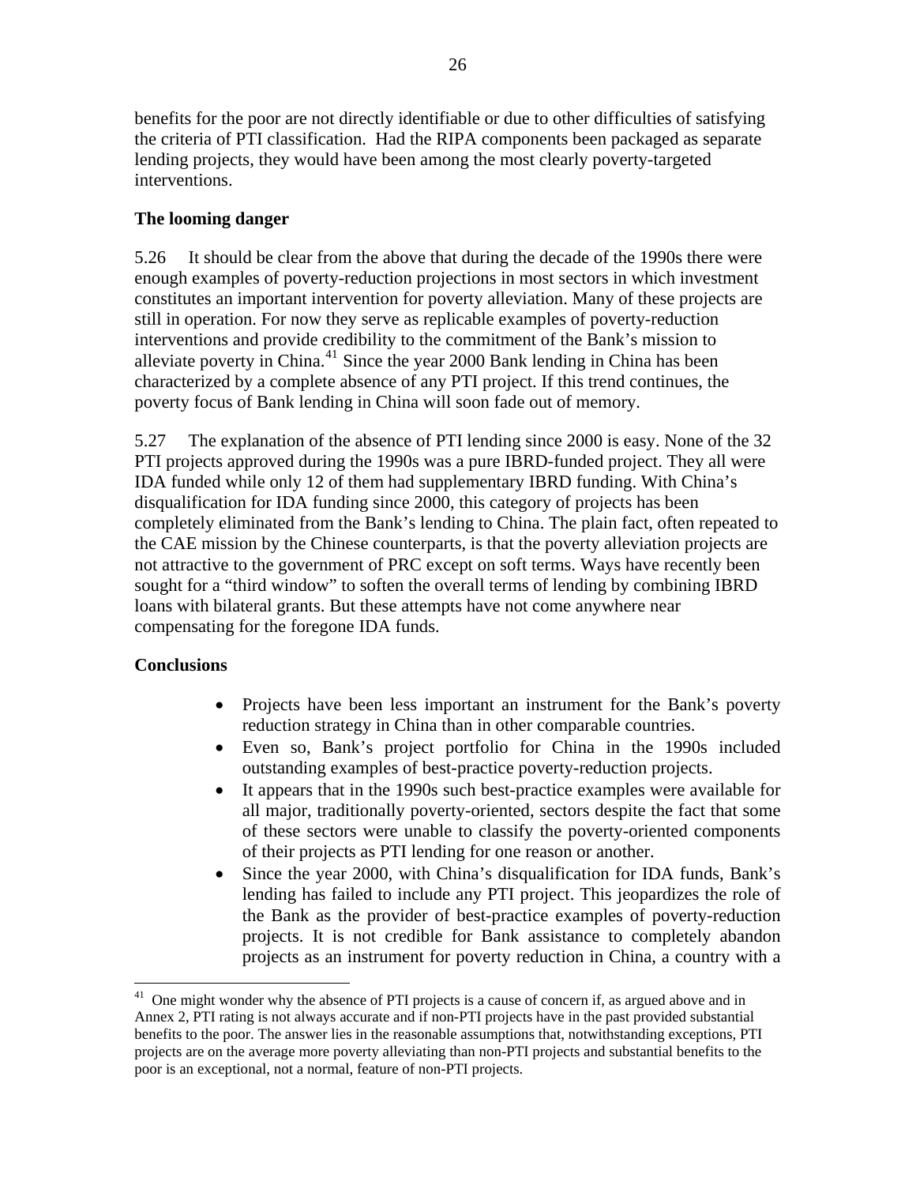benefits for the poor are not directly identifiable or due to other difficulties of satisfying the criteria of PTI classification. Had the RIPA components been packaged as separate lending projects, they would have been among the most clearly poverty-targeted interventions.

**The looming danger**

5.26 It should be clear from the above that during the decade of the 1990s there were enough examples of poverty-reduction projections in most sectors in which investment constitutes an important intervention for poverty alleviation. Many of these projects are still in operation. For now they serve as replicable examples of poverty-reduction interventions and provide credibility to the commitment of the Bank's mission to alleviate poverty in China.[41] Since the year 2000 Bank lending in China has been characterized by a complete absence of any PTI project. If this trend continues, the poverty focus of Bank lending in China will soon fade out of memory.

5.27 The explanation of the absence of PTI lending since 2000 is easy. None of the 32 PTI projects approved during the 1990s was a pure IBRD-funded project. They all were IDA funded while only 12 of them had supplementary IBRD funding. With China's disqualification for IDA funding since 2000, this category of projects has been completely eliminated from the Bank's lending to China. The plain fact, often repeated to the CAE mission by the Chinese counterparts, is that the poverty alleviation projects are not attractive to the government of PRC except on soft terms. Ways have recently been sought for a "third window" to soften the overall terms of lending by combining IBRD loans with bilateral grants. But these attempts have not come anywhere near compensating for the foregone IDA funds.

**Conclusions**

- Projects have been less important an instrument for the Bank's poverty reduction strategy in China than in other comparable countries.
- Even so, Bank's project portfolio for China in the 1990s included outstanding examples of best-practice poverty-reduction projects.
- It appears that in the 1990s such best-practice examples were available for all major, traditionally poverty-oriented, sectors despite the fact that some of these sectors were unable to classify the poverty-oriented components of their projects as PTI lending for one reason or another.
- Since the year 2000, with China's disqualification for IDA funds, Bank's lending has failed to include any PTI project. This jeopardizes the role of the Bank as the provider of best-practice examples of poverty-reduction projects. It is not credible for Bank assistance to completely abandon projects as an instrument for poverty reduction in China, a country with a

[41] One might wonder why the absence of PTI projects is a cause of concern if, as argued above and in Annex 2, PTI rating is not always accurate and if non-PTI projects have in the past provided substantial benefits to the poor. The answer lies in the reasonable assumptions that, notwithstanding exceptions, PTI projects are on the average more poverty alleviating than non-PTI projects and substantial benefits to the poor is an exceptional, not a normal, feature of non-PTI projects.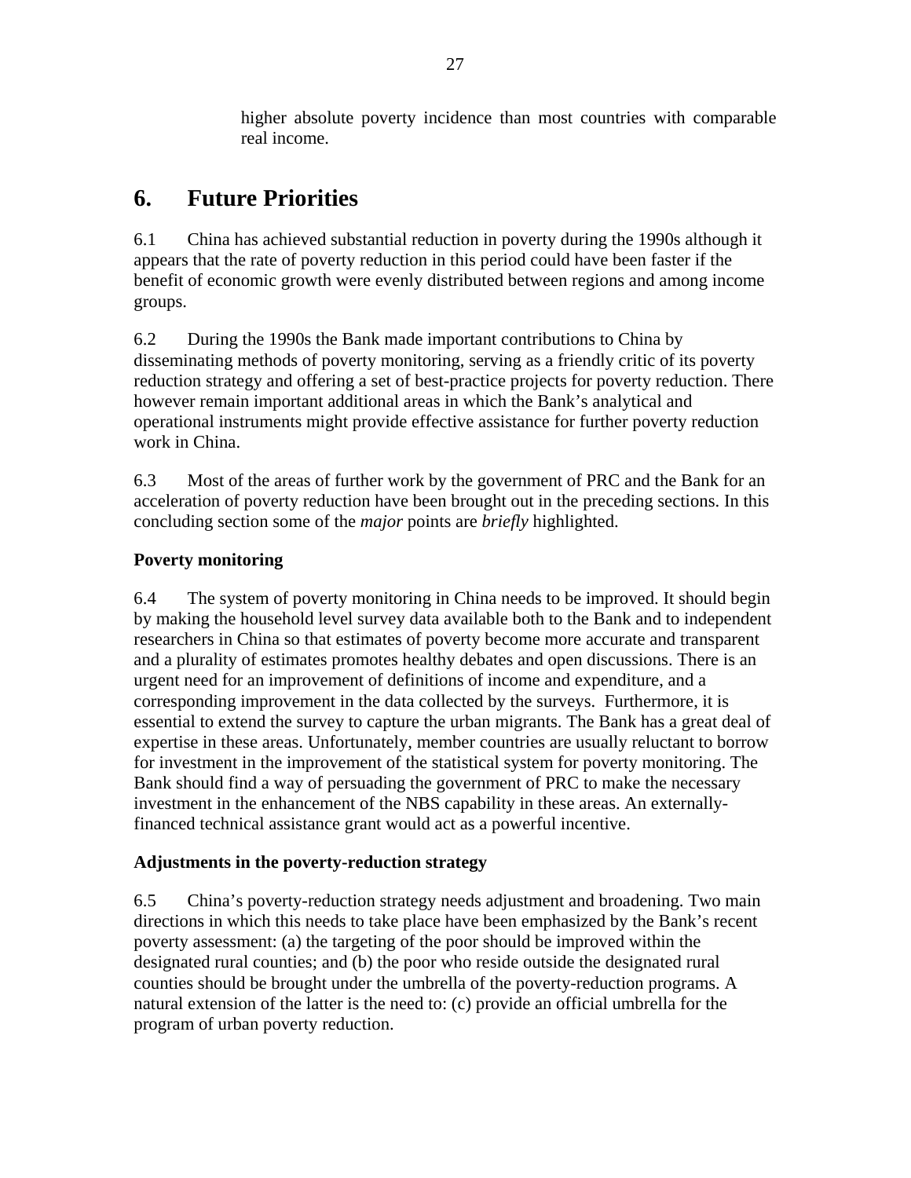higher absolute poverty incidence than most countries with comparable real income.

# 6. Future Priorities

6.1 China has achieved substantial reduction in poverty during the 1990s although it appears that the rate of poverty reduction in this period could have been faster if the benefit of economic growth were evenly distributed between regions and among income groups.

6.2 During the 1990s the Bank made important contributions to China by disseminating methods of poverty monitoring, serving as a friendly critic of its poverty reduction strategy and offering a set of best-practice projects for poverty reduction. There however remain important additional areas in which the Bank's analytical and operational instruments might provide effective assistance for further poverty reduction work in China.

6.3 Most of the areas of further work by the government of PRC and the Bank for an acceleration of poverty reduction have been brought out in the preceding sections. In this concluding section some of the *major* points are *briefly* highlighted.

### Poverty monitoring

6.4 The system of poverty monitoring in China needs to be improved. It should begin by making the household level survey data available both to the Bank and to independent researchers in China so that estimates of poverty become more accurate and transparent and a plurality of estimates promotes healthy debates and open discussions. There is an urgent need for an improvement of definitions of income and expenditure, and a corresponding improvement in the data collected by the surveys. Furthermore, it is essential to extend the survey to capture the urban migrants. The Bank has a great deal of expertise in these areas. Unfortunately, member countries are usually reluctant to borrow for investment in the improvement of the statistical system for poverty monitoring. The Bank should find a way of persuading the government of PRC to make the necessary investment in the enhancement of the NBS capability in these areas. An externally-financed technical assistance grant would act as a powerful incentive.

### Adjustments in the poverty-reduction strategy

6.5 China's poverty-reduction strategy needs adjustment and broadening. Two main directions in which this needs to take place have been emphasized by the Bank's recent poverty assessment: (a) the targeting of the poor should be improved within the designated rural counties; and (b) the poor who reside outside the designated rural counties should be brought under the umbrella of the poverty-reduction programs. A natural extension of the latter is the need to: (c) provide an official umbrella for the program of urban poverty reduction.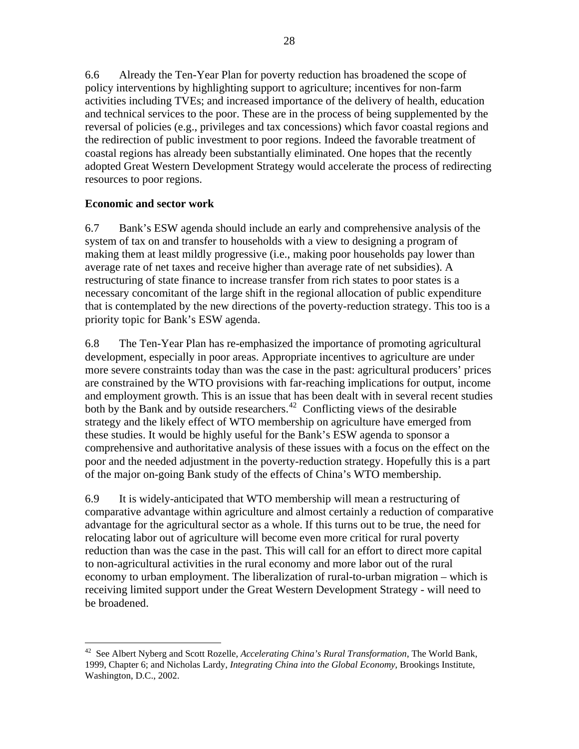6.6 Already the Ten-Year Plan for poverty reduction has broadened the scope of policy interventions by highlighting support to agriculture; incentives for non-farm activities including TVEs; and increased importance of the delivery of health, education and technical services to the poor. These are in the process of being supplemented by the reversal of policies (e.g., privileges and tax concessions) which favor coastal regions and the redirection of public investment to poor regions. Indeed the favorable treatment of coastal regions has already been substantially eliminated. One hopes that the recently adopted Great Western Development Strategy would accelerate the process of redirecting resources to poor regions.

**Economic and sector work**

6.7 Bank's ESW agenda should include an early and comprehensive analysis of the system of tax on and transfer to households with a view to designing a program of making them at least mildly progressive (i.e., making poor households pay lower than average rate of net taxes and receive higher than average rate of net subsidies). A restructuring of state finance to increase transfer from rich states to poor states is a necessary concomitant of the large shift in the regional allocation of public expenditure that is contemplated by the new directions of the poverty-reduction strategy. This too is a priority topic for Bank's ESW agenda.

6.8 The Ten-Year Plan has re-emphasized the importance of promoting agricultural development, especially in poor areas. Appropriate incentives to agriculture are under more severe constraints today than was the case in the past: agricultural producers' prices are constrained by the WTO provisions with far-reaching implications for output, income and employment growth. This is an issue that has been dealt with in several recent studies both by the Bank and by outside researchers.[42] Conflicting views of the desirable strategy and the likely effect of WTO membership on agriculture have emerged from these studies. It would be highly useful for the Bank's ESW agenda to sponsor a comprehensive and authoritative analysis of these issues with a focus on the effect on the poor and the needed adjustment in the poverty-reduction strategy. Hopefully this is a part of the major on-going Bank study of the effects of China's WTO membership.

6.9 It is widely-anticipated that WTO membership will mean a restructuring of comparative advantage within agriculture and almost certainly a reduction of comparative advantage for the agricultural sector as a whole. If this turns out to be true, the need for relocating labor out of agriculture will become even more critical for rural poverty reduction than was the case in the past. This will call for an effort to direct more capital to non-agricultural activities in the rural economy and more labor out of the rural economy to urban employment. The liberalization of rural-to-urban migration – which is receiving limited support under the Great Western Development Strategy - will need to be broadened.

---

[42] See Albert Nyberg and Scott Rozelle, *Accelerating China's Rural Transformation*, The World Bank, 1999, Chapter 6; and Nicholas Lardy, *Integrating China into the Global Economy*, Brookings Institute, Washington, D.C., 2002.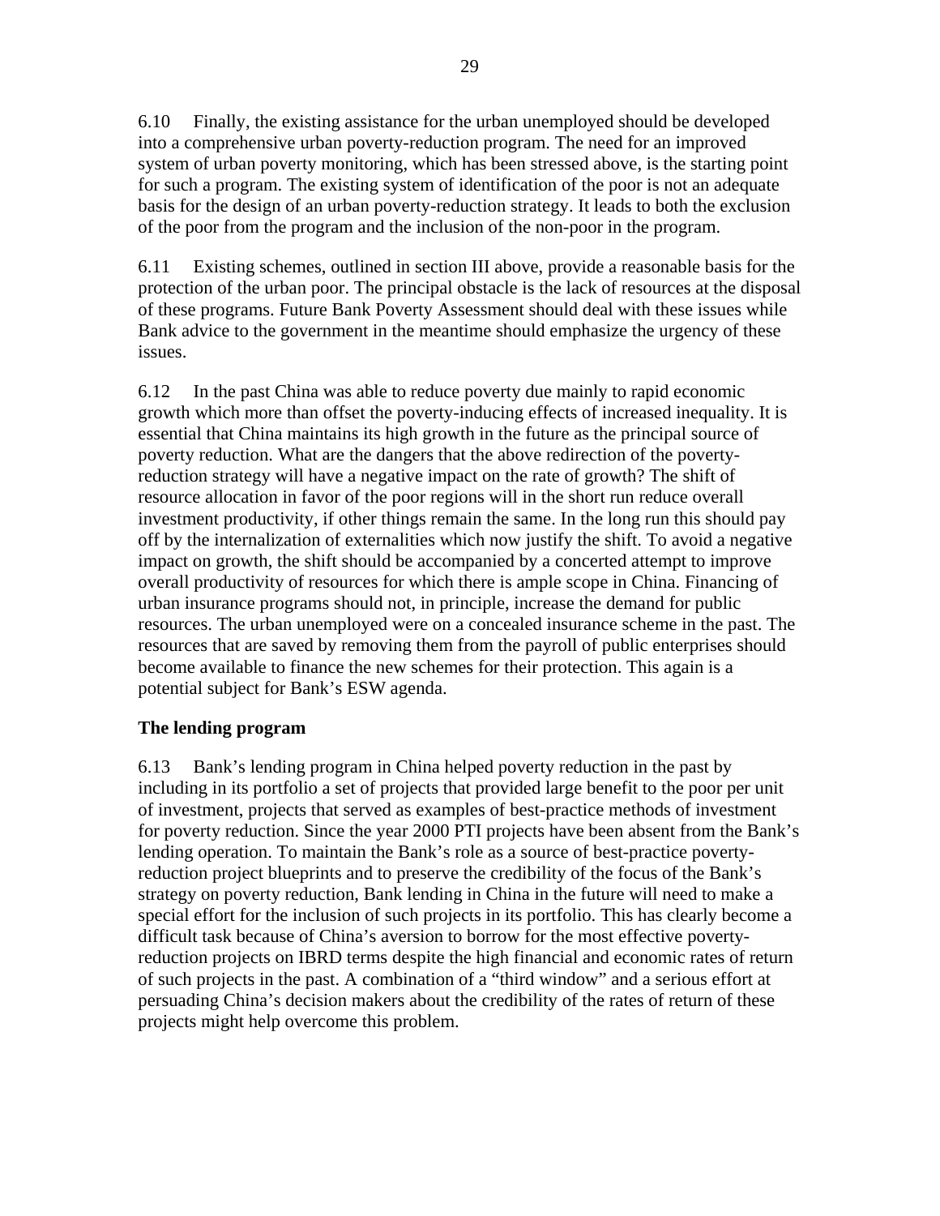6.10 Finally, the existing assistance for the urban unemployed should be developed into a comprehensive urban poverty-reduction program. The need for an improved system of urban poverty monitoring, which has been stressed above, is the starting point for such a program. The existing system of identification of the poor is not an adequate basis for the design of an urban poverty-reduction strategy. It leads to both the exclusion of the poor from the program and the inclusion of the non-poor in the program.

6.11 Existing schemes, outlined in section III above, provide a reasonable basis for the protection of the urban poor. The principal obstacle is the lack of resources at the disposal of these programs. Future Bank Poverty Assessment should deal with these issues while Bank advice to the government in the meantime should emphasize the urgency of these issues.

6.12 In the past China was able to reduce poverty due mainly to rapid economic growth which more than offset the poverty-inducing effects of increased inequality. It is essential that China maintains its high growth in the future as the principal source of poverty reduction. What are the dangers that the above redirection of the poverty-reduction strategy will have a negative impact on the rate of growth? The shift of resource allocation in favor of the poor regions will in the short run reduce overall investment productivity, if other things remain the same. In the long run this should pay off by the internalization of externalities which now justify the shift. To avoid a negative impact on growth, the shift should be accompanied by a concerted attempt to improve overall productivity of resources for which there is ample scope in China. Financing of urban insurance programs should not, in principle, increase the demand for public resources. The urban unemployed were on a concealed insurance scheme in the past. The resources that are saved by removing them from the payroll of public enterprises should become available to finance the new schemes for their protection. This again is a potential subject for Bank's ESW agenda.

**The lending program**

6.13 Bank's lending program in China helped poverty reduction in the past by including in its portfolio a set of projects that provided large benefit to the poor per unit of investment, projects that served as examples of best-practice methods of investment for poverty reduction. Since the year 2000 PTI projects have been absent from the Bank's lending operation. To maintain the Bank's role as a source of best-practice poverty-reduction project blueprints and to preserve the credibility of the focus of the Bank's strategy on poverty reduction, Bank lending in China in the future will need to make a special effort for the inclusion of such projects in its portfolio. This has clearly become a difficult task because of China's aversion to borrow for the most effective poverty-reduction projects on IBRD terms despite the high financial and economic rates of return of such projects in the past. A combination of a "third window" and a serious effort at persuading China's decision makers about the credibility of the rates of return of these projects might help overcome this problem.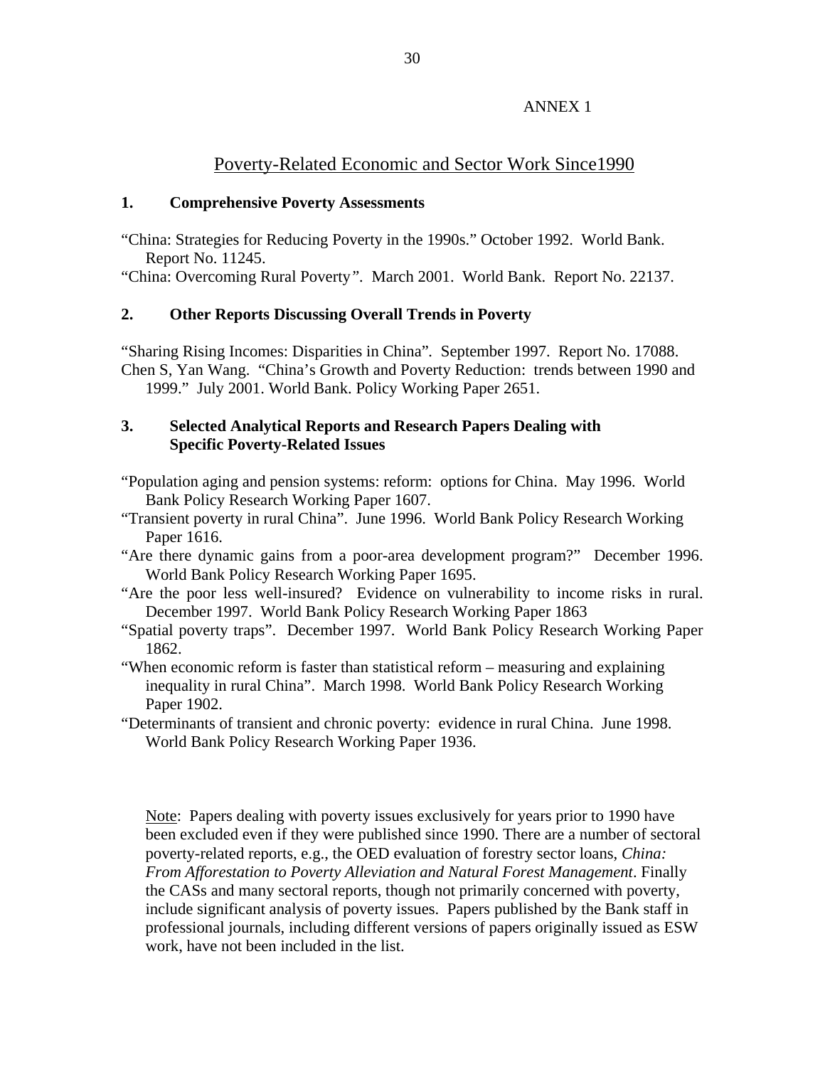ANNEX 1

# Poverty-Related Economic and Sector Work Since1990

## 1. Comprehensive Poverty Assessments

"China: Strategies for Reducing Poverty in the 1990s." October 1992. World Bank. Report No. 11245.

"China: Overcoming Rural Poverty". March 2001. World Bank. Report No. 22137.

## 2. Other Reports Discussing Overall Trends in Poverty

"Sharing Rising Incomes: Disparities in China". September 1997. Report No. 17088.

Chen S, Yan Wang. "China's Growth and Poverty Reduction: trends between 1990 and 1999." July 2001. World Bank. Policy Working Paper 2651.

## 3. Selected Analytical Reports and Research Papers Dealing with Specific Poverty-Related Issues

"Population aging and pension systems: reform: options for China. May 1996. World Bank Policy Research Working Paper 1607.

"Transient poverty in rural China". June 1996. World Bank Policy Research Working Paper 1616.

"Are there dynamic gains from a poor-area development program?" December 1996. World Bank Policy Research Working Paper 1695.

"Are the poor less well-insured? Evidence on vulnerability to income risks in rural. December 1997. World Bank Policy Research Working Paper 1863

"Spatial poverty traps". December 1997. World Bank Policy Research Working Paper 1862.

"When economic reform is faster than statistical reform – measuring and explaining inequality in rural China". March 1998. World Bank Policy Research Working Paper 1902.

"Determinants of transient and chronic poverty: evidence in rural China. June 1998. World Bank Policy Research Working Paper 1936.

Note: Papers dealing with poverty issues exclusively for years prior to 1990 have been excluded even if they were published since 1990. There are a number of sectoral poverty-related reports, e.g., the OED evaluation of forestry sector loans, *China: From Afforestation to Poverty Alleviation and Natural Forest Management*. Finally the CASs and many sectoral reports, though not primarily concerned with poverty, include significant analysis of poverty issues. Papers published by the Bank staff in professional journals, including different versions of papers originally issued as ESW work, have not been included in the list.